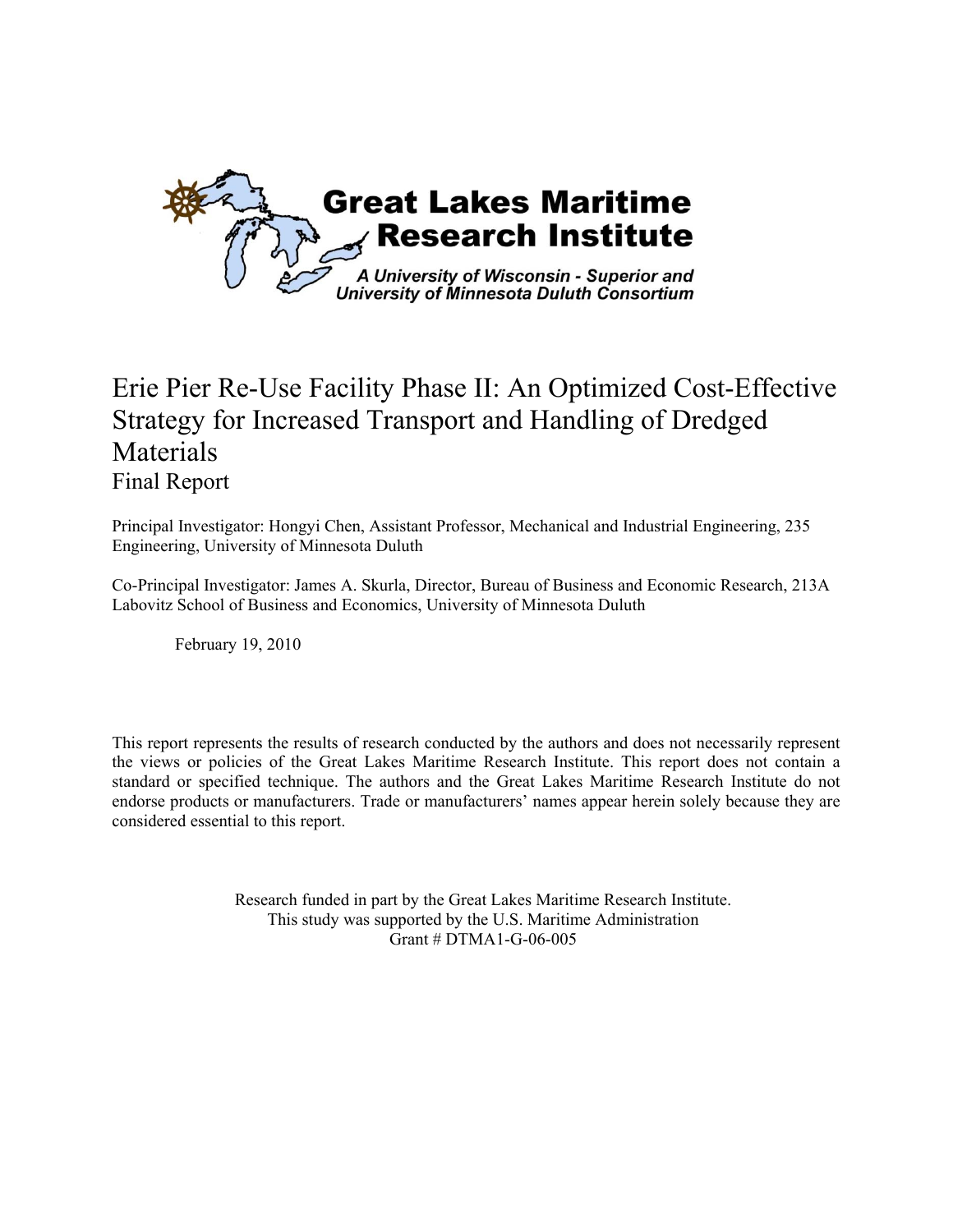Great Lakes Maritime Research Institute

*A University of Wisconsin - Superior and University of Minnesota Duluth Consortium*

# Erie Pier Re-Use Facility Phase II: An Optimized Cost-Effective Strategy for Increased Transport and Handling of Dredged Materials

## Final Report

Principal Investigator: Hongyi Chen, Assistant Professor, Mechanical and Industrial Engineering, 235 Engineering, University of Minnesota Duluth

Co-Principal Investigator: James A. Skurla, Director, Bureau of Business and Economic Research, 213A Labovitz School of Business and Economics, University of Minnesota Duluth

February 19, 2010

This report represents the results of research conducted by the authors and does not necessarily represent the views or policies of the Great Lakes Maritime Research Institute. This report does not contain a standard or specified technique. The authors and the Great Lakes Maritime Research Institute do not endorse products or manufacturers. Trade or manufacturers' names appear herein solely because they are considered essential to this report.

Research funded in part by the Great Lakes Maritime Research Institute.
This study was supported by the U.S. Maritime Administration
Grant # DTMA1-G-06-005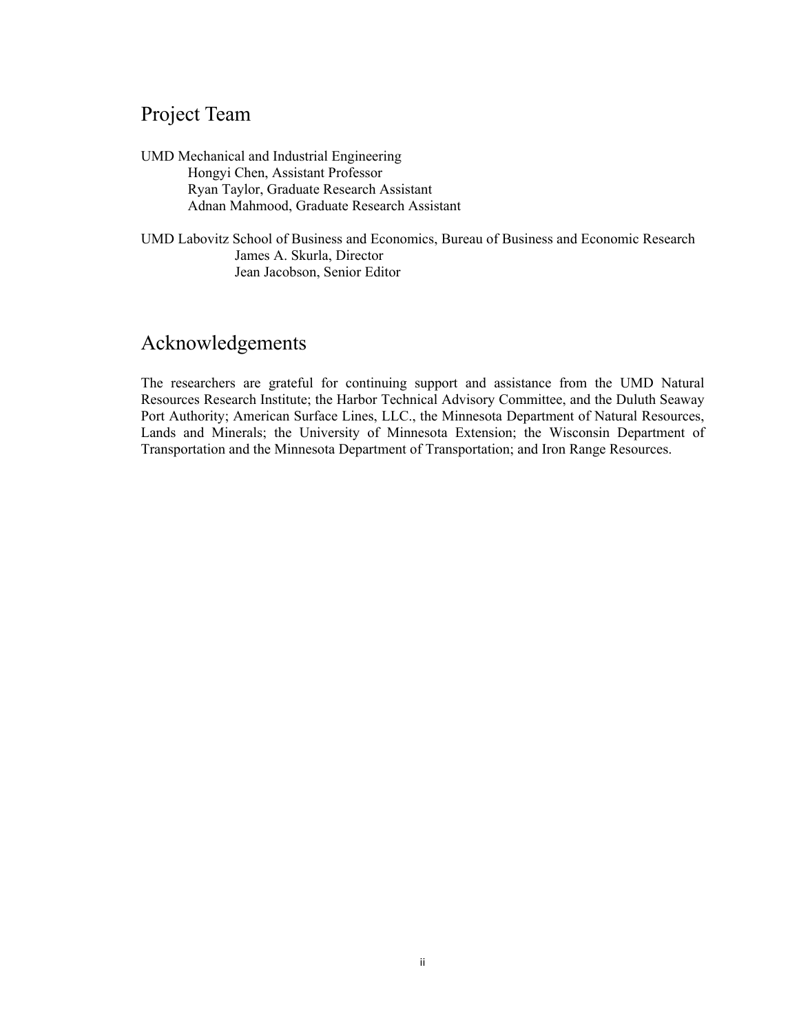## Project Team

UMD Mechanical and Industrial Engineering
- Hongyi Chen, Assistant Professor
- Ryan Taylor, Graduate Research Assistant
- Adnan Mahmood, Graduate Research Assistant

UMD Labovitz School of Business and Economics, Bureau of Business and Economic Research
- James A. Skurla, Director
- Jean Jacobson, Senior Editor

## Acknowledgements

The researchers are grateful for continuing support and assistance from the UMD Natural Resources Research Institute; the Harbor Technical Advisory Committee, and the Duluth Seaway Port Authority; American Surface Lines, LLC., the Minnesota Department of Natural Resources, Lands and Minerals; the University of Minnesota Extension; the Wisconsin Department of Transportation and the Minnesota Department of Transportation; and Iron Range Resources.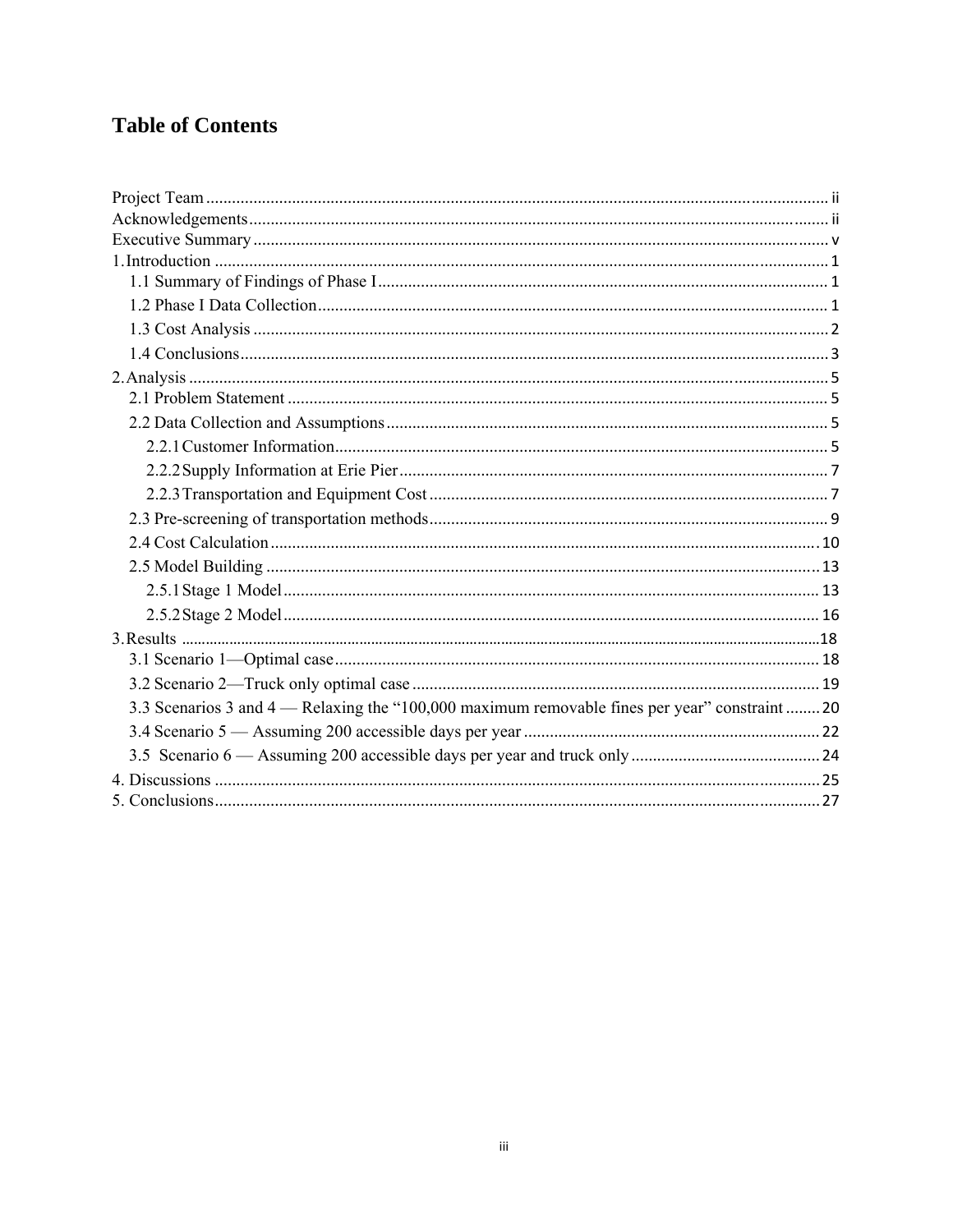# Table of Contents

Project Team ................................................................................................................................ ii
Acknowledgements ...................................................................................................................... ii
Executive Summary ..................................................................................................................... v
1. Introduction .............................................................................................................................. 1
  1.1 Summary of Findings of Phase I ........................................................................................ 1
  1.2 Phase I Data Collection ...................................................................................................... 1
  1.3 Cost Analysis ..................................................................................................................... 2
  1.4 Conclusions ........................................................................................................................ 3
2. Analysis .................................................................................................................................... 5
  2.1 Problem Statement ............................................................................................................. 5
  2.2 Data Collection and Assumptions ...................................................................................... 5
    2.2.1 Customer Information .................................................................................................. 5
    2.2.2 Supply Information at Erie Pier ................................................................................... 7
    2.2.3 Transportation and Equipment Cost ............................................................................ 7
  2.3 Pre-screening of transportation methods ............................................................................ 9
  2.4 Cost Calculation ............................................................................................................... 10
  2.5 Model Building ................................................................................................................ 13
    2.5.1 Stage 1 Model ............................................................................................................ 13
    2.5.2 Stage 2 Model ............................................................................................................ 16
3. Results .................................................................................................................................... 18
  3.1 Scenario 1—Optimal case ................................................................................................. 18
  3.2 Scenario 2—Truck only optimal case ............................................................................... 19
  3.3 Scenarios 3 and 4 — Relaxing the "100,000 maximum removable fines per year" constraint ........ 20
  3.4 Scenario 5 — Assuming 200 accessible days per year ..................................................... 22
  3.5 Scenario 6 — Assuming 200 accessible days per year and truck only ............................. 24
4. Discussions ............................................................................................................................. 25
5. Conclusions ............................................................................................................................. 27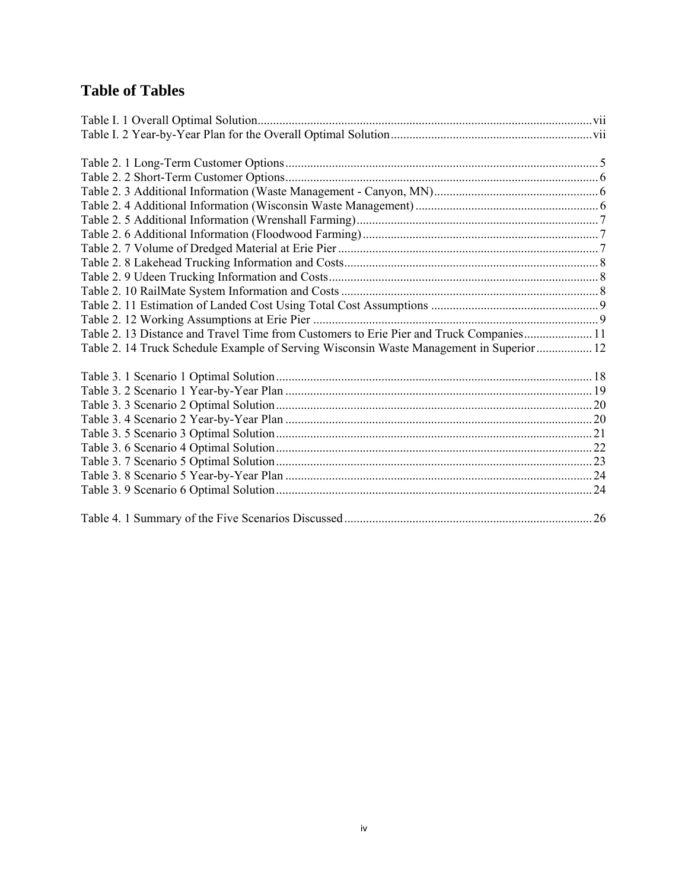# Table of Tables

Table I. 1 Overall Optimal Solution ........................................................................................................ vii
Table I. 2 Year-by-Year Plan for the Overall Optimal Solution ................................................................ vii

Table 2. 1 Long-Term Customer Options .................................................................................................... 5
Table 2. 2 Short-Term Customer Options .................................................................................................... 6
Table 2. 3 Additional Information (Waste Management - Canyon, MN) ..................................................... 6
Table 2. 4 Additional Information (Wisconsin Waste Management) ........................................................... 6
Table 2. 5 Additional Information (Wrenshall Farming) .............................................................................. 7
Table 2. 6 Additional Information (Floodwood Farming) ............................................................................ 7
Table 2. 7 Volume of Dredged Material at Erie Pier .................................................................................... 7
Table 2. 8 Lakehead Trucking Information and Costs .................................................................................. 8
Table 2. 9 Udeen Trucking Information and Costs ....................................................................................... 8
Table 2. 10 RailMate System Information and Costs ................................................................................... 8
Table 2. 11 Estimation of Landed Cost Using Total Cost Assumptions ....................................................... 9
Table 2. 12 Working Assumptions at Erie Pier ............................................................................................ 9
Table 2. 13 Distance and Travel Time from Customers to Erie Pier and Truck Companies ....................... 11
Table 2. 14 Truck Schedule Example of Serving Wisconsin Waste Management in Superior .................. 12

Table 3. 1 Scenario 1 Optimal Solution ...................................................................................................... 18
Table 3. 2 Scenario 1 Year-by-Year Plan ................................................................................................... 19
Table 3. 3 Scenario 2 Optimal Solution ...................................................................................................... 20
Table 3. 4 Scenario 2 Year-by-Year Plan ................................................................................................... 20
Table 3. 5 Scenario 3 Optimal Solution ...................................................................................................... 21
Table 3. 6 Scenario 4 Optimal Solution ...................................................................................................... 22
Table 3. 7 Scenario 5 Optimal Solution ...................................................................................................... 23
Table 3. 8 Scenario 5 Year-by-Year Plan ................................................................................................... 24
Table 3. 9 Scenario 6 Optimal Solution ...................................................................................................... 24

Table 4. 1 Summary of the Five Scenarios Discussed ................................................................................ 26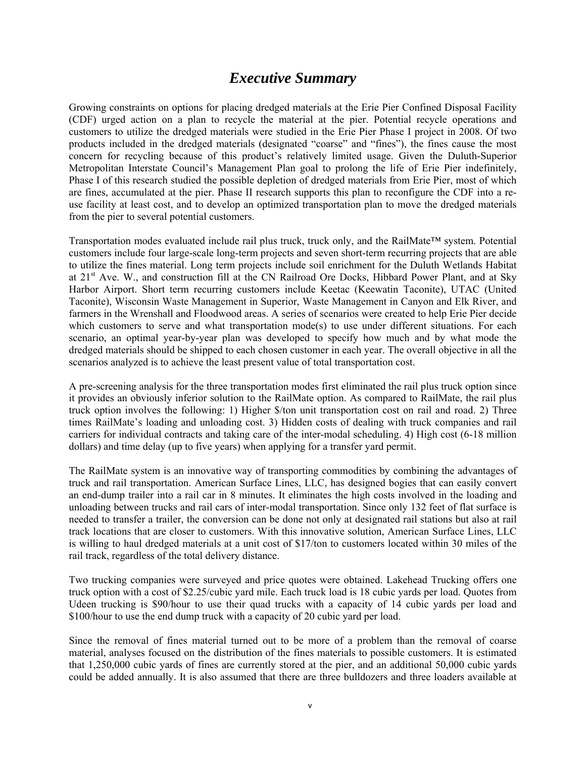# *Executive Summary*

Growing constraints on options for placing dredged materials at the Erie Pier Confined Disposal Facility (CDF) urged action on a plan to recycle the material at the pier. Potential recycle operations and customers to utilize the dredged materials were studied in the Erie Pier Phase I project in 2008. Of two products included in the dredged materials (designated "coarse" and "fines"), the fines cause the most concern for recycling because of this product's relatively limited usage. Given the Duluth-Superior Metropolitan Interstate Council's Management Plan goal to prolong the life of Erie Pier indefinitely, Phase I of this research studied the possible depletion of dredged materials from Erie Pier, most of which are fines, accumulated at the pier. Phase II research supports this plan to reconfigure the CDF into a re-use facility at least cost, and to develop an optimized transportation plan to move the dredged materials from the pier to several potential customers.

Transportation modes evaluated include rail plus truck, truck only, and the RailMate™ system. Potential customers include four large-scale long-term projects and seven short-term recurring projects that are able to utilize the fines material. Long term projects include soil enrichment for the Duluth Wetlands Habitat at 21st Ave. W., and construction fill at the CN Railroad Ore Docks, Hibbard Power Plant, and at Sky Harbor Airport. Short term recurring customers include Keetac (Keewatin Taconite), UTAC (United Taconite), Wisconsin Waste Management in Superior, Waste Management in Canyon and Elk River, and farmers in the Wrenshall and Floodwood areas. A series of scenarios were created to help Erie Pier decide which customers to serve and what transportation mode(s) to use under different situations. For each scenario, an optimal year-by-year plan was developed to specify how much and by what mode the dredged materials should be shipped to each chosen customer in each year. The overall objective in all the scenarios analyzed is to achieve the least present value of total transportation cost.

A pre-screening analysis for the three transportation modes first eliminated the rail plus truck option since it provides an obviously inferior solution to the RailMate option. As compared to RailMate, the rail plus truck option involves the following: 1) Higher \$/ton unit transportation cost on rail and road. 2) Three times RailMate's loading and unloading cost. 3) Hidden costs of dealing with truck companies and rail carriers for individual contracts and taking care of the inter-modal scheduling. 4) High cost (6-18 million dollars) and time delay (up to five years) when applying for a transfer yard permit.

The RailMate system is an innovative way of transporting commodities by combining the advantages of truck and rail transportation. American Surface Lines, LLC, has designed bogies that can easily convert an end-dump trailer into a rail car in 8 minutes. It eliminates the high costs involved in the loading and unloading between trucks and rail cars of inter-modal transportation. Since only 132 feet of flat surface is needed to transfer a trailer, the conversion can be done not only at designated rail stations but also at rail track locations that are closer to customers. With this innovative solution, American Surface Lines, LLC is willing to haul dredged materials at a unit cost of \$17/ton to customers located within 30 miles of the rail track, regardless of the total delivery distance.

Two trucking companies were surveyed and price quotes were obtained. Lakehead Trucking offers one truck option with a cost of \$2.25/cubic yard mile. Each truck load is 18 cubic yards per load. Quotes from Udeen trucking is \$90/hour to use their quad trucks with a capacity of 14 cubic yards per load and \$100/hour to use the end dump truck with a capacity of 20 cubic yard per load.

Since the removal of fines material turned out to be more of a problem than the removal of coarse material, analyses focused on the distribution of the fines materials to possible customers. It is estimated that 1,250,000 cubic yards of fines are currently stored at the pier, and an additional 50,000 cubic yards could be added annually. It is also assumed that there are three bulldozers and three loaders available at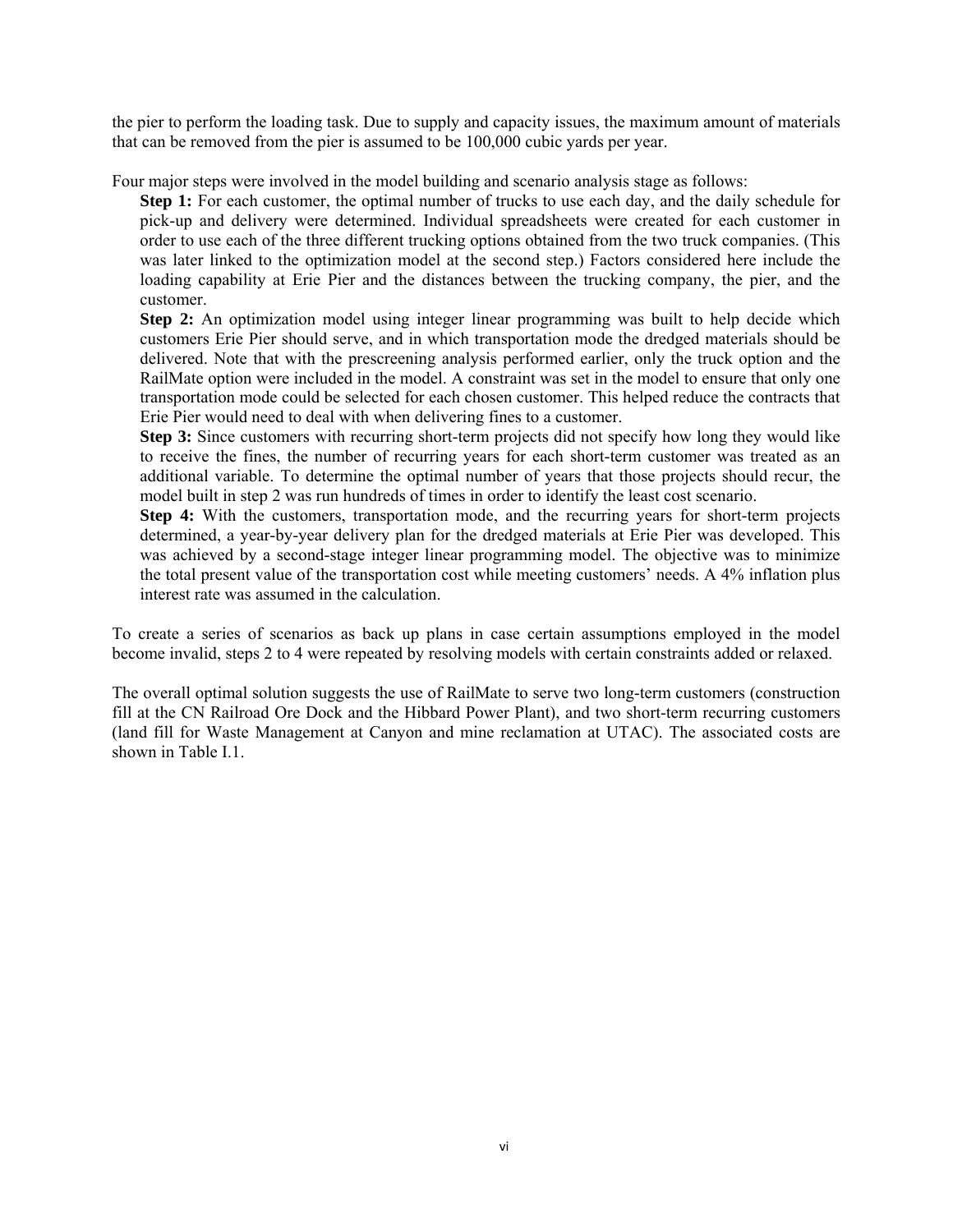the pier to perform the loading task. Due to supply and capacity issues, the maximum amount of materials that can be removed from the pier is assumed to be 100,000 cubic yards per year.

Four major steps were involved in the model building and scenario analysis stage as follows:

**Step 1:** For each customer, the optimal number of trucks to use each day, and the daily schedule for pick-up and delivery were determined. Individual spreadsheets were created for each customer in order to use each of the three different trucking options obtained from the two truck companies. (This was later linked to the optimization model at the second step.) Factors considered here include the loading capability at Erie Pier and the distances between the trucking company, the pier, and the customer.

**Step 2:** An optimization model using integer linear programming was built to help decide which customers Erie Pier should serve, and in which transportation mode the dredged materials should be delivered. Note that with the prescreening analysis performed earlier, only the truck option and the RailMate option were included in the model. A constraint was set in the model to ensure that only one transportation mode could be selected for each chosen customer. This helped reduce the contracts that Erie Pier would need to deal with when delivering fines to a customer.

**Step 3:** Since customers with recurring short-term projects did not specify how long they would like to receive the fines, the number of recurring years for each short-term customer was treated as an additional variable. To determine the optimal number of years that those projects should recur, the model built in step 2 was run hundreds of times in order to identify the least cost scenario.

**Step 4:** With the customers, transportation mode, and the recurring years for short-term projects determined, a year-by-year delivery plan for the dredged materials at Erie Pier was developed. This was achieved by a second-stage integer linear programming model. The objective was to minimize the total present value of the transportation cost while meeting customers' needs. A 4% inflation plus interest rate was assumed in the calculation.

To create a series of scenarios as back up plans in case certain assumptions employed in the model become invalid, steps 2 to 4 were repeated by resolving models with certain constraints added or relaxed.

The overall optimal solution suggests the use of RailMate to serve two long-term customers (construction fill at the CN Railroad Ore Dock and the Hibbard Power Plant), and two short-term recurring customers (land fill for Waste Management at Canyon and mine reclamation at UTAC). The associated costs are shown in Table I.1.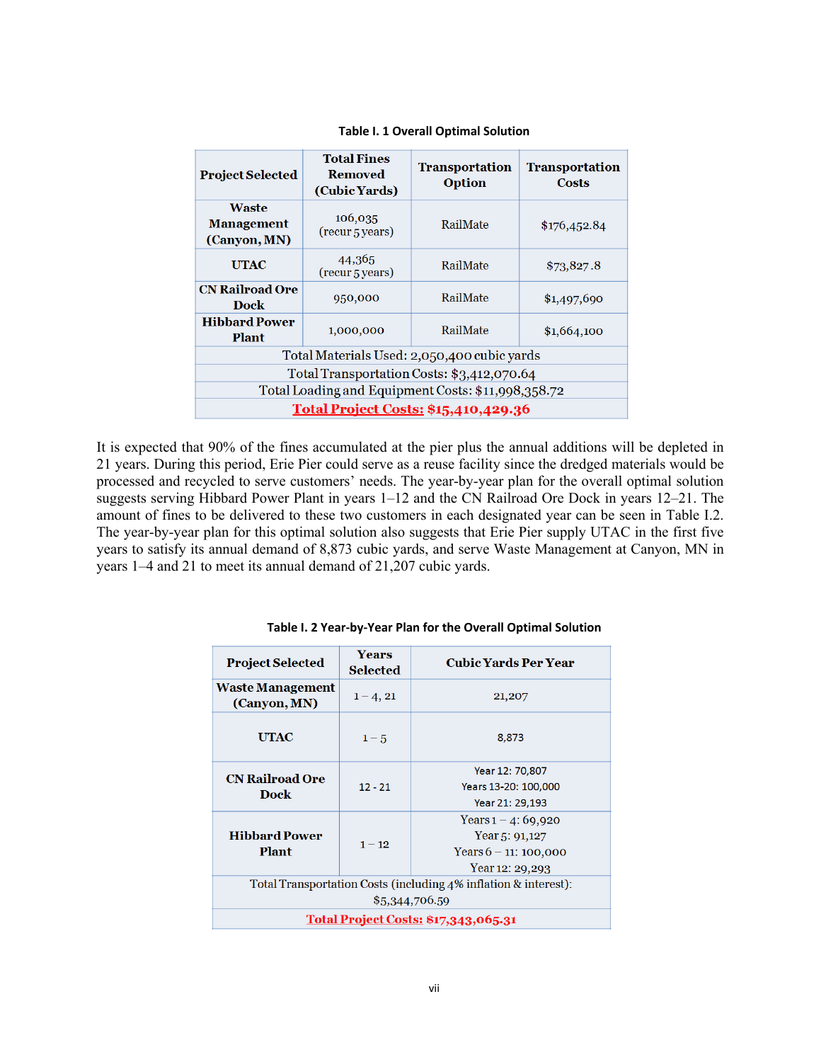**Table I. 1 Overall Optimal Solution**

| Project Selected | Total Fines Removed (Cubic Yards) | Transportation Option | Transportation Costs |
|---|---|---|---|
| Waste Management (Canyon, MN) | 106,035 (recur 5 years) | RailMate | $176,452.84 |
| UTAC | 44,365 (recur 5 years) | RailMate | $73,827.8 |
| CN Railroad Ore Dock | 950,000 | RailMate | $1,497,690 |
| Hibbard Power Plant | 1,000,000 | RailMate | $1,664,100 |
| Total Materials Used: 2,050,400 cubic yards | | | |
| Total Transportation Costs: $3,412,070.64 | | | |
| Total Loading and Equipment Costs: $11,998,358.72 | | | |
| **Total Project Costs: $15,410,429.36** | | | |

It is expected that 90% of the fines accumulated at the pier plus the annual additions will be depleted in 21 years. During this period, Erie Pier could serve as a reuse facility since the dredged materials would be processed and recycled to serve customers' needs. The year-by-year plan for the overall optimal solution suggests serving Hibbard Power Plant in years 1–12 and the CN Railroad Ore Dock in years 12–21. The amount of fines to be delivered to these two customers in each designated year can be seen in Table I.2. The year-by-year plan for this optimal solution also suggests that Erie Pier supply UTAC in the first five years to satisfy its annual demand of 8,873 cubic yards, and serve Waste Management at Canyon, MN in years 1–4 and 21 to meet its annual demand of 21,207 cubic yards.

**Table I. 2 Year-by-Year Plan for the Overall Optimal Solution**

| Project Selected | Years Selected | Cubic Yards Per Year |
|---|---|---|
| Waste Management (Canyon, MN) | 1 – 4, 21 | 21,207 |
| UTAC | 1 – 5 | 8,873 |
| CN Railroad Ore Dock | 12 - 21 | Year 12: 70,807<br>Years 13-20: 100,000<br>Year 21: 29,193 |
| Hibbard Power Plant | 1 – 12 | Years 1 – 4: 69,920<br>Year 5: 91,127<br>Years 6 – 11: 100,000<br>Year 12: 29,293 |
| Total Transportation Costs (including 4% inflation & interest): $5,344,706.59 | | |
| **Total Project Costs: $17,343,065.31** | | |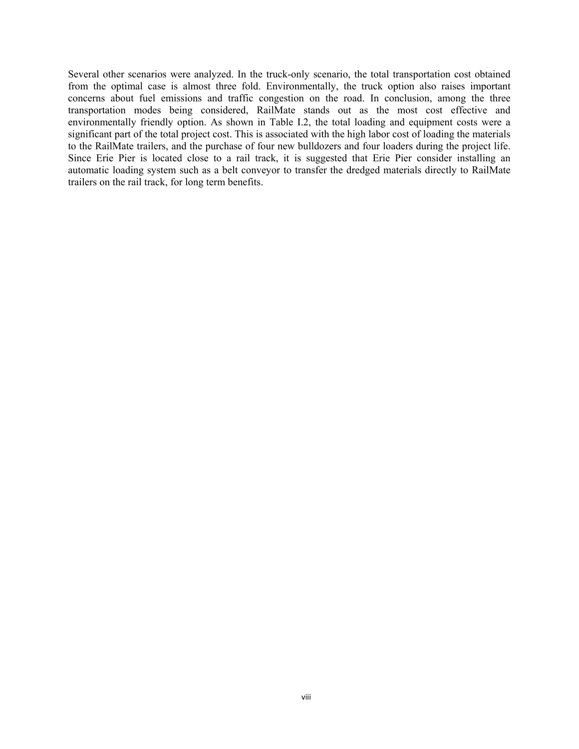Several other scenarios were analyzed. In the truck-only scenario, the total transportation cost obtained from the optimal case is almost three fold. Environmentally, the truck option also raises important concerns about fuel emissions and traffic congestion on the road. In conclusion, among the three transportation modes being considered, RailMate stands out as the most cost effective and environmentally friendly option. As shown in Table I.2, the total loading and equipment costs were a significant part of the total project cost. This is associated with the high labor cost of loading the materials to the RailMate trailers, and the purchase of four new bulldozers and four loaders during the project life. Since Erie Pier is located close to a rail track, it is suggested that Erie Pier consider installing an automatic loading system such as a belt conveyor to transfer the dredged materials directly to RailMate trailers on the rail track, for long term benefits.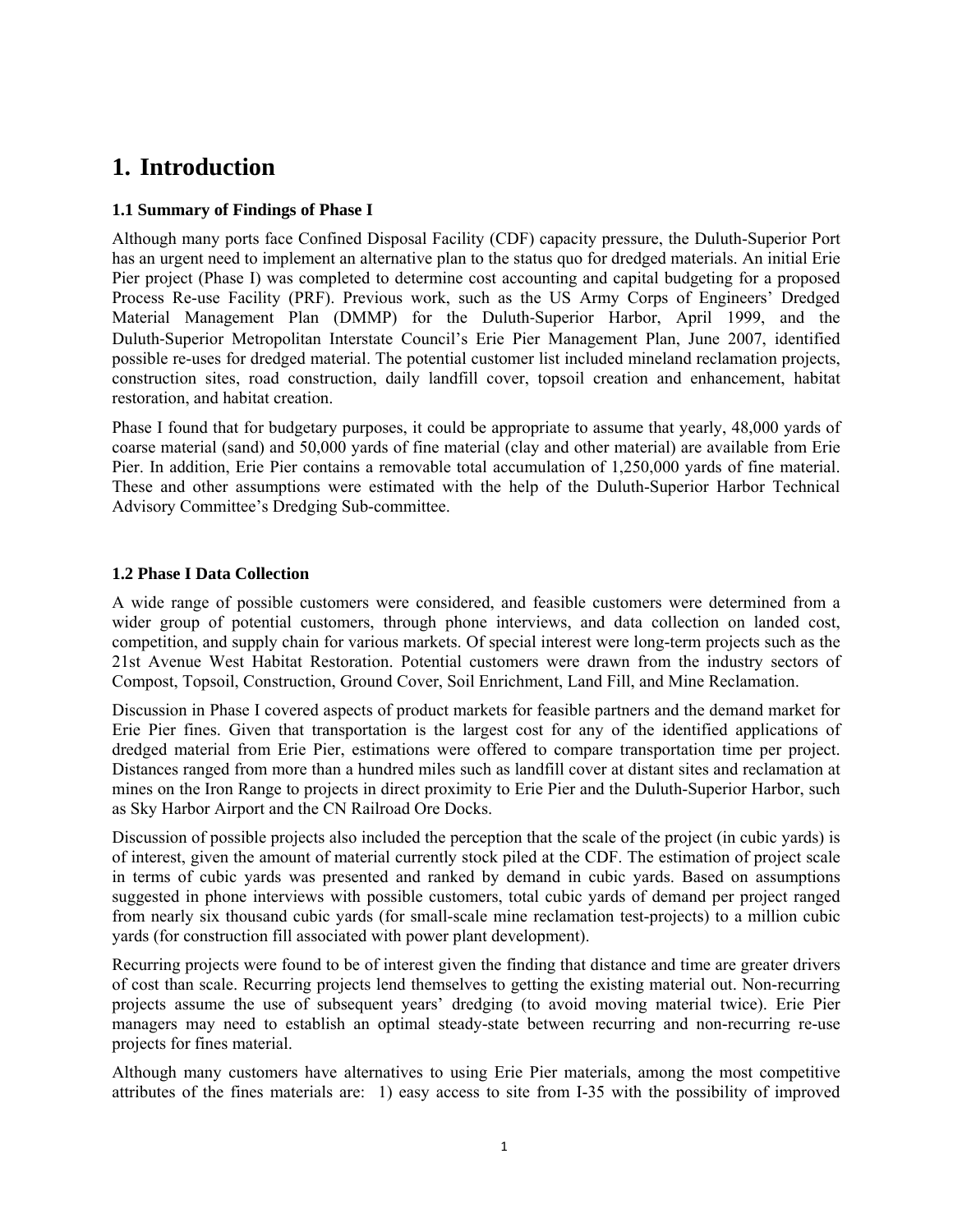# 1. Introduction

### 1.1 Summary of Findings of Phase I

Although many ports face Confined Disposal Facility (CDF) capacity pressure, the Duluth-Superior Port has an urgent need to implement an alternative plan to the status quo for dredged materials. An initial Erie Pier project (Phase I) was completed to determine cost accounting and capital budgeting for a proposed Process Re-use Facility (PRF). Previous work, such as the US Army Corps of Engineers' Dredged Material Management Plan (DMMP) for the Duluth-Superior Harbor, April 1999, and the Duluth-Superior Metropolitan Interstate Council's Erie Pier Management Plan, June 2007, identified possible re-uses for dredged material. The potential customer list included mineland reclamation projects, construction sites, road construction, daily landfill cover, topsoil creation and enhancement, habitat restoration, and habitat creation.

Phase I found that for budgetary purposes, it could be appropriate to assume that yearly, 48,000 yards of coarse material (sand) and 50,000 yards of fine material (clay and other material) are available from Erie Pier. In addition, Erie Pier contains a removable total accumulation of 1,250,000 yards of fine material. These and other assumptions were estimated with the help of the Duluth-Superior Harbor Technical Advisory Committee's Dredging Sub-committee.

### 1.2 Phase I Data Collection

A wide range of possible customers were considered, and feasible customers were determined from a wider group of potential customers, through phone interviews, and data collection on landed cost, competition, and supply chain for various markets. Of special interest were long-term projects such as the 21st Avenue West Habitat Restoration. Potential customers were drawn from the industry sectors of Compost, Topsoil, Construction, Ground Cover, Soil Enrichment, Land Fill, and Mine Reclamation.

Discussion in Phase I covered aspects of product markets for feasible partners and the demand market for Erie Pier fines. Given that transportation is the largest cost for any of the identified applications of dredged material from Erie Pier, estimations were offered to compare transportation time per project. Distances ranged from more than a hundred miles such as landfill cover at distant sites and reclamation at mines on the Iron Range to projects in direct proximity to Erie Pier and the Duluth-Superior Harbor, such as Sky Harbor Airport and the CN Railroad Ore Docks.

Discussion of possible projects also included the perception that the scale of the project (in cubic yards) is of interest, given the amount of material currently stock piled at the CDF. The estimation of project scale in terms of cubic yards was presented and ranked by demand in cubic yards. Based on assumptions suggested in phone interviews with possible customers, total cubic yards of demand per project ranged from nearly six thousand cubic yards (for small-scale mine reclamation test-projects) to a million cubic yards (for construction fill associated with power plant development).

Recurring projects were found to be of interest given the finding that distance and time are greater drivers of cost than scale. Recurring projects lend themselves to getting the existing material out. Non-recurring projects assume the use of subsequent years' dredging (to avoid moving material twice). Erie Pier managers may need to establish an optimal steady-state between recurring and non-recurring re-use projects for fines material.

Although many customers have alternatives to using Erie Pier materials, among the most competitive attributes of the fines materials are: 1) easy access to site from I-35 with the possibility of improved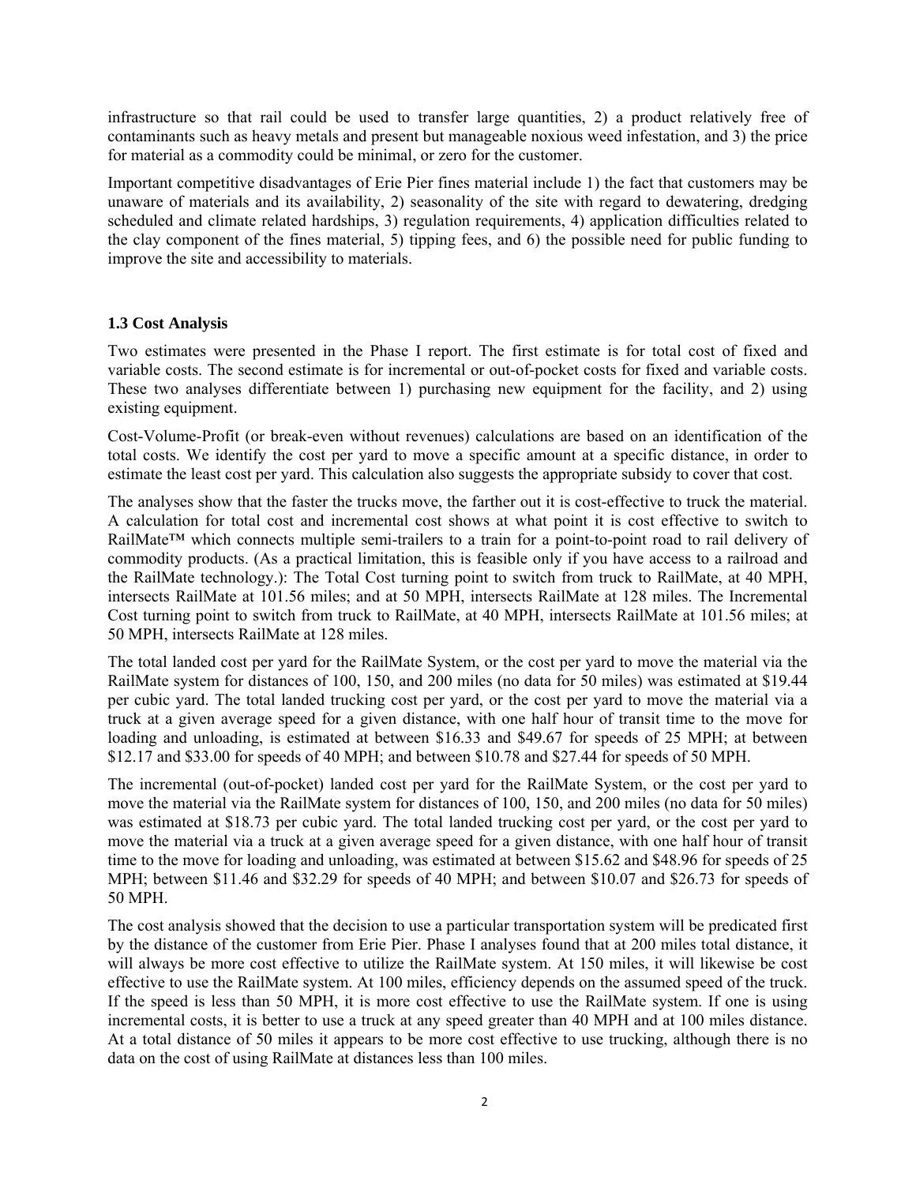infrastructure so that rail could be used to transfer large quantities, 2) a product relatively free of contaminants such as heavy metals and present but manageable noxious weed infestation, and 3) the price for material as a commodity could be minimal, or zero for the customer.

Important competitive disadvantages of Erie Pier fines material include 1) the fact that customers may be unaware of materials and its availability, 2) seasonality of the site with regard to dewatering, dredging scheduled and climate related hardships, 3) regulation requirements, 4) application difficulties related to the clay component of the fines material, 5) tipping fees, and 6) the possible need for public funding to improve the site and accessibility to materials.

### 1.3 Cost Analysis

Two estimates were presented in the Phase I report. The first estimate is for total cost of fixed and variable costs. The second estimate is for incremental or out-of-pocket costs for fixed and variable costs. These two analyses differentiate between 1) purchasing new equipment for the facility, and 2) using existing equipment.

Cost-Volume-Profit (or break-even without revenues) calculations are based on an identification of the total costs. We identify the cost per yard to move a specific amount at a specific distance, in order to estimate the least cost per yard. This calculation also suggests the appropriate subsidy to cover that cost.

The analyses show that the faster the trucks move, the farther out it is cost-effective to truck the material. A calculation for total cost and incremental cost shows at what point it is cost effective to switch to RailMate™ which connects multiple semi-trailers to a train for a point-to-point road to rail delivery of commodity products. (As a practical limitation, this is feasible only if you have access to a railroad and the RailMate technology.): The Total Cost turning point to switch from truck to RailMate, at 40 MPH, intersects RailMate at 101.56 miles; and at 50 MPH, intersects RailMate at 128 miles. The Incremental Cost turning point to switch from truck to RailMate, at 40 MPH, intersects RailMate at 101.56 miles; at 50 MPH, intersects RailMate at 128 miles.

The total landed cost per yard for the RailMate System, or the cost per yard to move the material via the RailMate system for distances of 100, 150, and 200 miles (no data for 50 miles) was estimated at $19.44 per cubic yard. The total landed trucking cost per yard, or the cost per yard to move the material via a truck at a given average speed for a given distance, with one half hour of transit time to the move for loading and unloading, is estimated at between $16.33 and $49.67 for speeds of 25 MPH; at between $12.17 and $33.00 for speeds of 40 MPH; and between $10.78 and $27.44 for speeds of 50 MPH.

The incremental (out-of-pocket) landed cost per yard for the RailMate System, or the cost per yard to move the material via the RailMate system for distances of 100, 150, and 200 miles (no data for 50 miles) was estimated at $18.73 per cubic yard. The total landed trucking cost per yard, or the cost per yard to move the material via a truck at a given average speed for a given distance, with one half hour of transit time to the move for loading and unloading, was estimated at between $15.62 and $48.96 for speeds of 25 MPH; between $11.46 and $32.29 for speeds of 40 MPH; and between $10.07 and $26.73 for speeds of 50 MPH.

The cost analysis showed that the decision to use a particular transportation system will be predicated first by the distance of the customer from Erie Pier. Phase I analyses found that at 200 miles total distance, it will always be more cost effective to utilize the RailMate system. At 150 miles, it will likewise be cost effective to use the RailMate system. At 100 miles, efficiency depends on the assumed speed of the truck. If the speed is less than 50 MPH, it is more cost effective to use the RailMate system. If one is using incremental costs, it is better to use a truck at any speed greater than 40 MPH and at 100 miles distance. At a total distance of 50 miles it appears to be more cost effective to use trucking, although there is no data on the cost of using RailMate at distances less than 100 miles.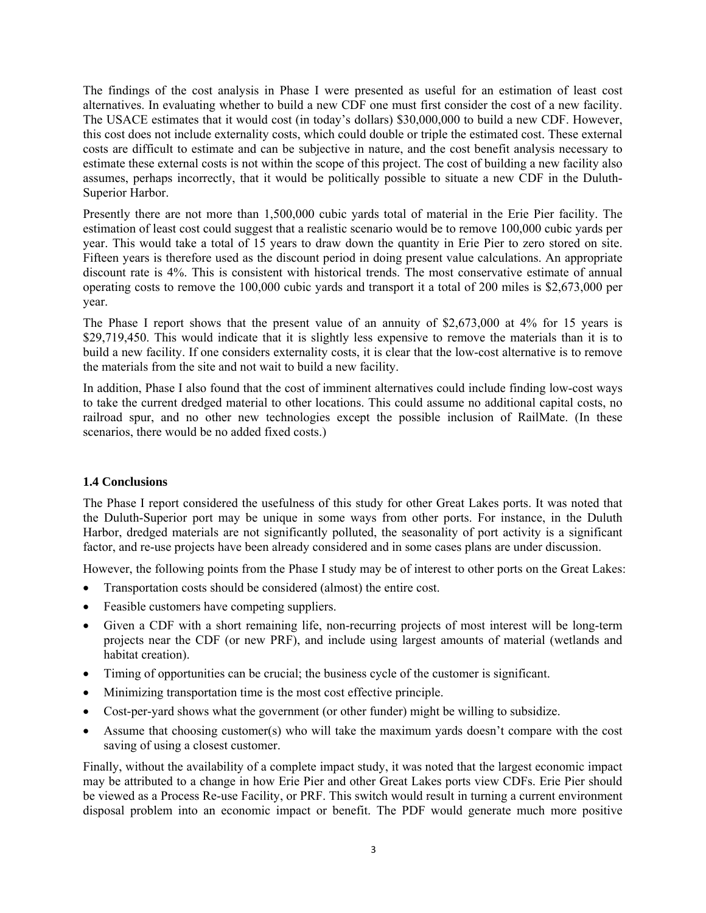The findings of the cost analysis in Phase I were presented as useful for an estimation of least cost alternatives. In evaluating whether to build a new CDF one must first consider the cost of a new facility. The USACE estimates that it would cost (in today's dollars) $30,000,000 to build a new CDF. However, this cost does not include externality costs, which could double or triple the estimated cost. These external costs are difficult to estimate and can be subjective in nature, and the cost benefit analysis necessary to estimate these external costs is not within the scope of this project. The cost of building a new facility also assumes, perhaps incorrectly, that it would be politically possible to situate a new CDF in the Duluth-Superior Harbor.

Presently there are not more than 1,500,000 cubic yards total of material in the Erie Pier facility. The estimation of least cost could suggest that a realistic scenario would be to remove 100,000 cubic yards per year. This would take a total of 15 years to draw down the quantity in Erie Pier to zero stored on site. Fifteen years is therefore used as the discount period in doing present value calculations. An appropriate discount rate is 4%. This is consistent with historical trends. The most conservative estimate of annual operating costs to remove the 100,000 cubic yards and transport it a total of 200 miles is $2,673,000 per year.

The Phase I report shows that the present value of an annuity of $2,673,000 at 4% for 15 years is $29,719,450. This would indicate that it is slightly less expensive to remove the materials than it is to build a new facility. If one considers externality costs, it is clear that the low-cost alternative is to remove the materials from the site and not wait to build a new facility.

In addition, Phase I also found that the cost of imminent alternatives could include finding low-cost ways to take the current dredged material to other locations. This could assume no additional capital costs, no railroad spur, and no other new technologies except the possible inclusion of RailMate. (In these scenarios, there would be no added fixed costs.)

### 1.4 Conclusions

The Phase I report considered the usefulness of this study for other Great Lakes ports. It was noted that the Duluth-Superior port may be unique in some ways from other ports. For instance, in the Duluth Harbor, dredged materials are not significantly polluted, the seasonality of port activity is a significant factor, and re-use projects have been already considered and in some cases plans are under discussion.

However, the following points from the Phase I study may be of interest to other ports on the Great Lakes:

- Transportation costs should be considered (almost) the entire cost.
- Feasible customers have competing suppliers.
- Given a CDF with a short remaining life, non-recurring projects of most interest will be long-term projects near the CDF (or new PRF), and include using largest amounts of material (wetlands and habitat creation).
- Timing of opportunities can be crucial; the business cycle of the customer is significant.
- Minimizing transportation time is the most cost effective principle.
- Cost-per-yard shows what the government (or other funder) might be willing to subsidize.
- Assume that choosing customer(s) who will take the maximum yards doesn't compare with the cost saving of using a closest customer.

Finally, without the availability of a complete impact study, it was noted that the largest economic impact may be attributed to a change in how Erie Pier and other Great Lakes ports view CDFs. Erie Pier should be viewed as a Process Re-use Facility, or PRF. This switch would result in turning a current environment disposal problem into an economic impact or benefit. The PDF would generate much more positive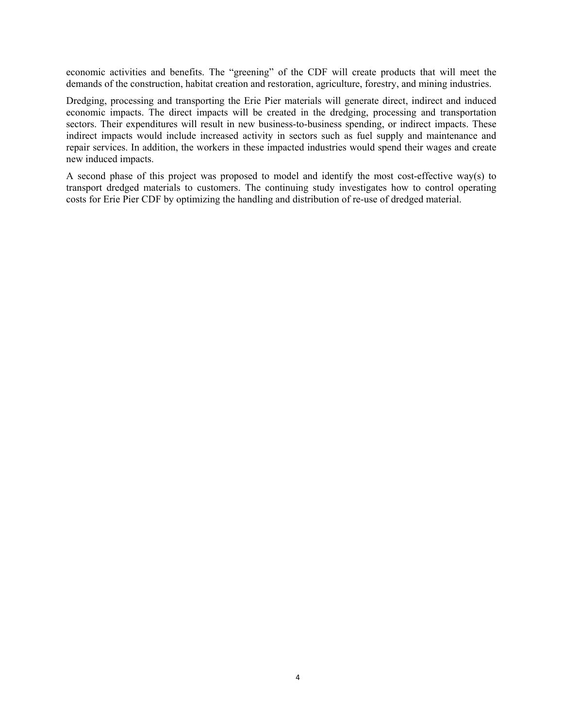economic activities and benefits. The “greening” of the CDF will create products that will meet the demands of the construction, habitat creation and restoration, agriculture, forestry, and mining industries.

Dredging, processing and transporting the Erie Pier materials will generate direct, indirect and induced economic impacts. The direct impacts will be created in the dredging, processing and transportation sectors. Their expenditures will result in new business-to-business spending, or indirect impacts. These indirect impacts would include increased activity in sectors such as fuel supply and maintenance and repair services. In addition, the workers in these impacted industries would spend their wages and create new induced impacts.

A second phase of this project was proposed to model and identify the most cost-effective way(s) to transport dredged materials to customers. The continuing study investigates how to control operating costs for Erie Pier CDF by optimizing the handling and distribution of re-use of dredged material.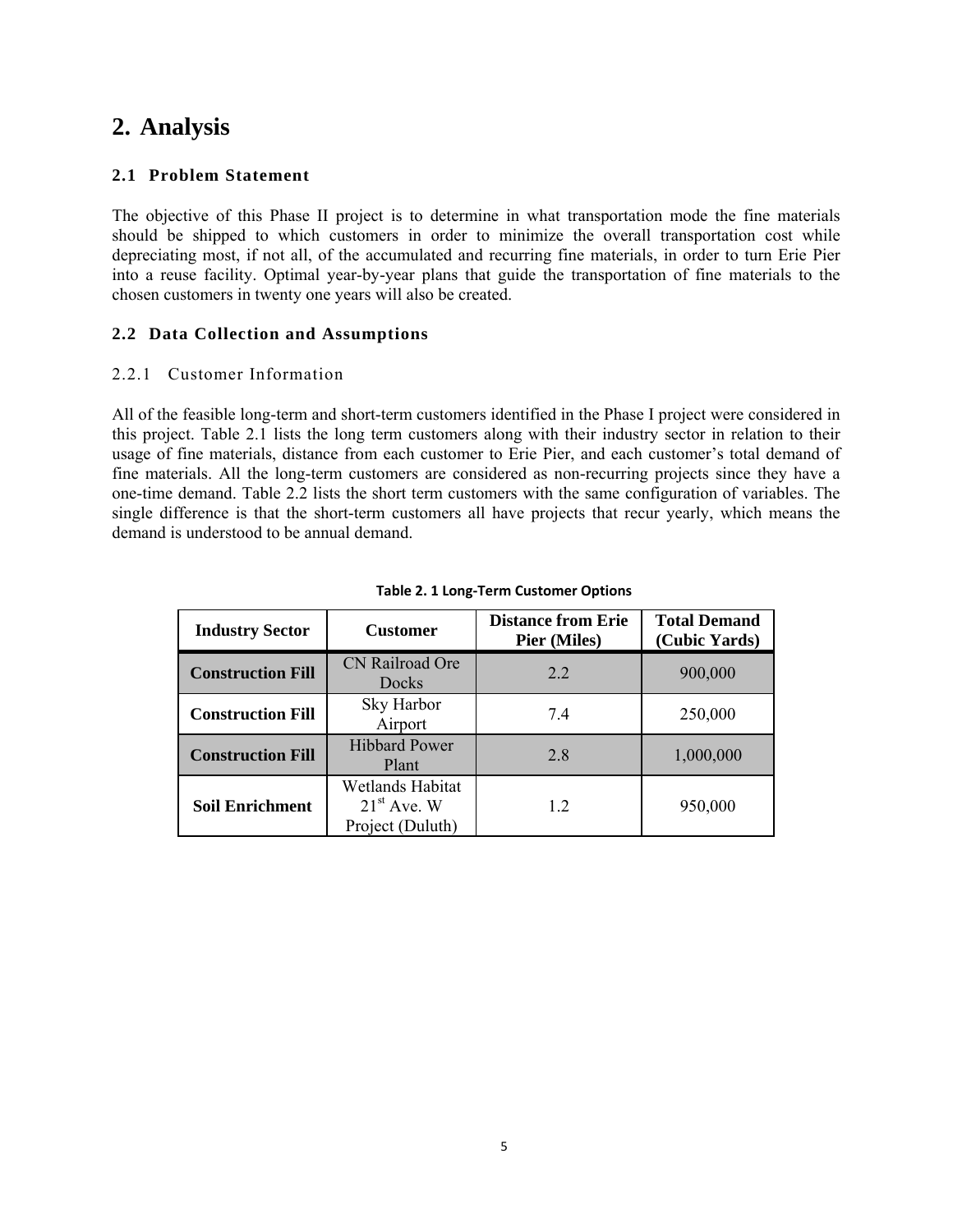# 2. Analysis

## 2.1 Problem Statement

The objective of this Phase II project is to determine in what transportation mode the fine materials should be shipped to which customers in order to minimize the overall transportation cost while depreciating most, if not all, of the accumulated and recurring fine materials, in order to turn Erie Pier into a reuse facility. Optimal year-by-year plans that guide the transportation of fine materials to the chosen customers in twenty one years will also be created.

## 2.2 Data Collection and Assumptions

### 2.2.1 Customer Information

All of the feasible long-term and short-term customers identified in the Phase I project were considered in this project. Table 2.1 lists the long term customers along with their industry sector in relation to their usage of fine materials, distance from each customer to Erie Pier, and each customer's total demand of fine materials. All the long-term customers are considered as non-recurring projects since they have a one-time demand. Table 2.2 lists the short term customers with the same configuration of variables. The single difference is that the short-term customers all have projects that recur yearly, which means the demand is understood to be annual demand.

**Table 2. 1 Long-Term Customer Options**

| Industry Sector | Customer | Distance from Erie Pier (Miles) | Total Demand (Cubic Yards) |
|---|---|---|---|
| **Construction Fill** | CN Railroad Ore Docks | 2.2 | 900,000 |
| **Construction Fill** | Sky Harbor Airport | 7.4 | 250,000 |
| **Construction Fill** | Hibbard Power Plant | 2.8 | 1,000,000 |
| **Soil Enrichment** | Wetlands Habitat 21st Ave. W Project (Duluth) | 1.2 | 950,000 |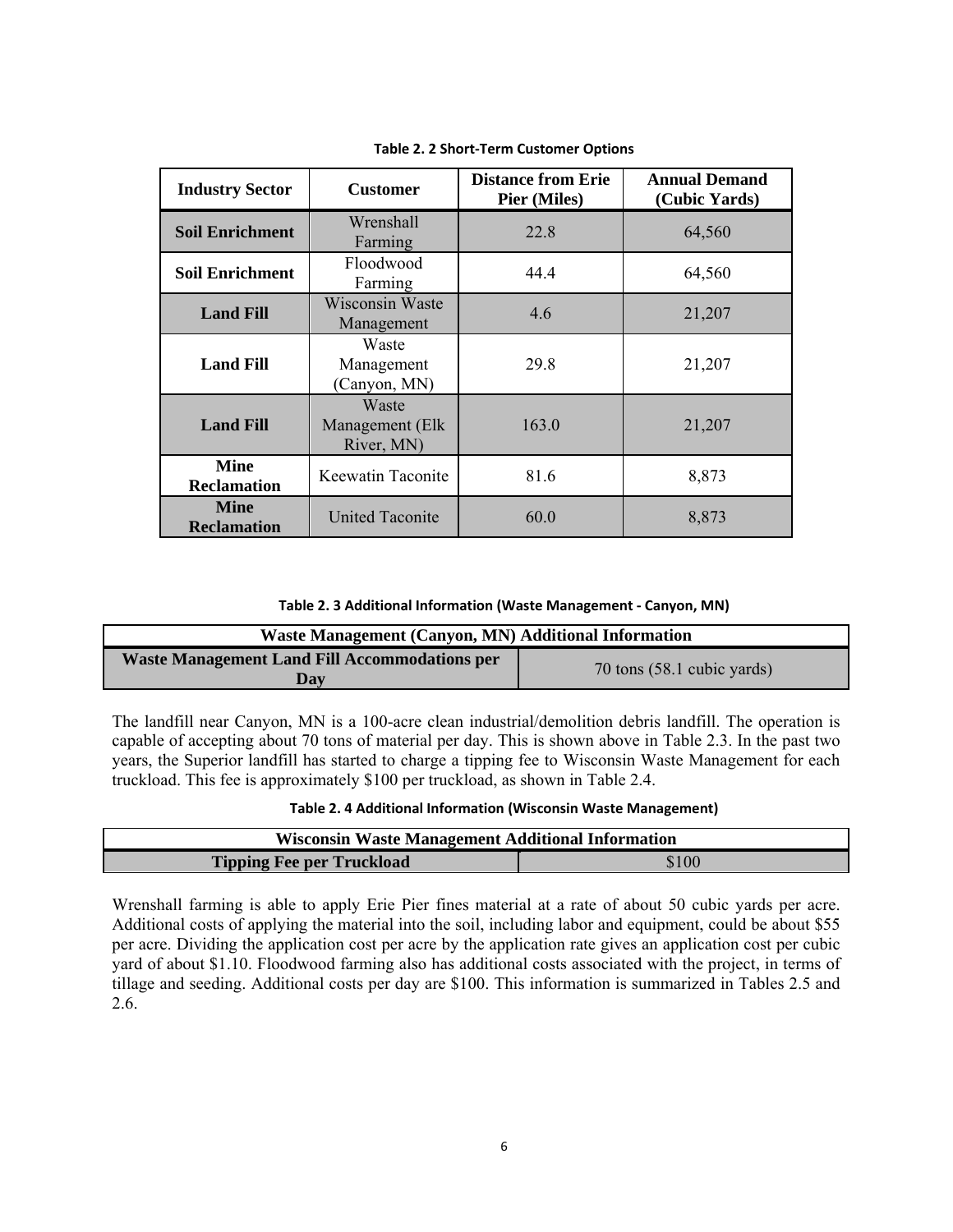**Table 2. 2 Short-Term Customer Options**

| Industry Sector | Customer | Distance from Erie Pier (Miles) | Annual Demand (Cubic Yards) |
|---|---|---|---|
| **Soil Enrichment** | Wrenshall Farming | 22.8 | 64,560 |
| **Soil Enrichment** | Floodwood Farming | 44.4 | 64,560 |
| **Land Fill** | Wisconsin Waste Management | 4.6 | 21,207 |
| **Land Fill** | Waste Management (Canyon, MN) | 29.8 | 21,207 |
| **Land Fill** | Waste Management (Elk River, MN) | 163.0 | 21,207 |
| **Mine Reclamation** | Keewatin Taconite | 81.6 | 8,873 |
| **Mine Reclamation** | United Taconite | 60.0 | 8,873 |

**Table 2. 3 Additional Information (Waste Management - Canyon, MN)**

| Waste Management (Canyon, MN) Additional Information | |
|---|---|
| **Waste Management Land Fill Accommodations per Day** | 70 tons (58.1 cubic yards) |

The landfill near Canyon, MN is a 100-acre clean industrial/demolition debris landfill. The operation is capable of accepting about 70 tons of material per day. This is shown above in Table 2.3. In the past two years, the Superior landfill has started to charge a tipping fee to Wisconsin Waste Management for each truckload. This fee is approximately $100 per truckload, as shown in Table 2.4.

**Table 2. 4 Additional Information (Wisconsin Waste Management)**

| Wisconsin Waste Management Additional Information | |
|---|---|
| **Tipping Fee per Truckload** | $100 |

Wrenshall farming is able to apply Erie Pier fines material at a rate of about 50 cubic yards per acre. Additional costs of applying the material into the soil, including labor and equipment, could be about $55 per acre. Dividing the application cost per acre by the application rate gives an application cost per cubic yard of about $1.10. Floodwood farming also has additional costs associated with the project, in terms of tillage and seeding. Additional costs per day are $100. This information is summarized in Tables 2.5 and 2.6.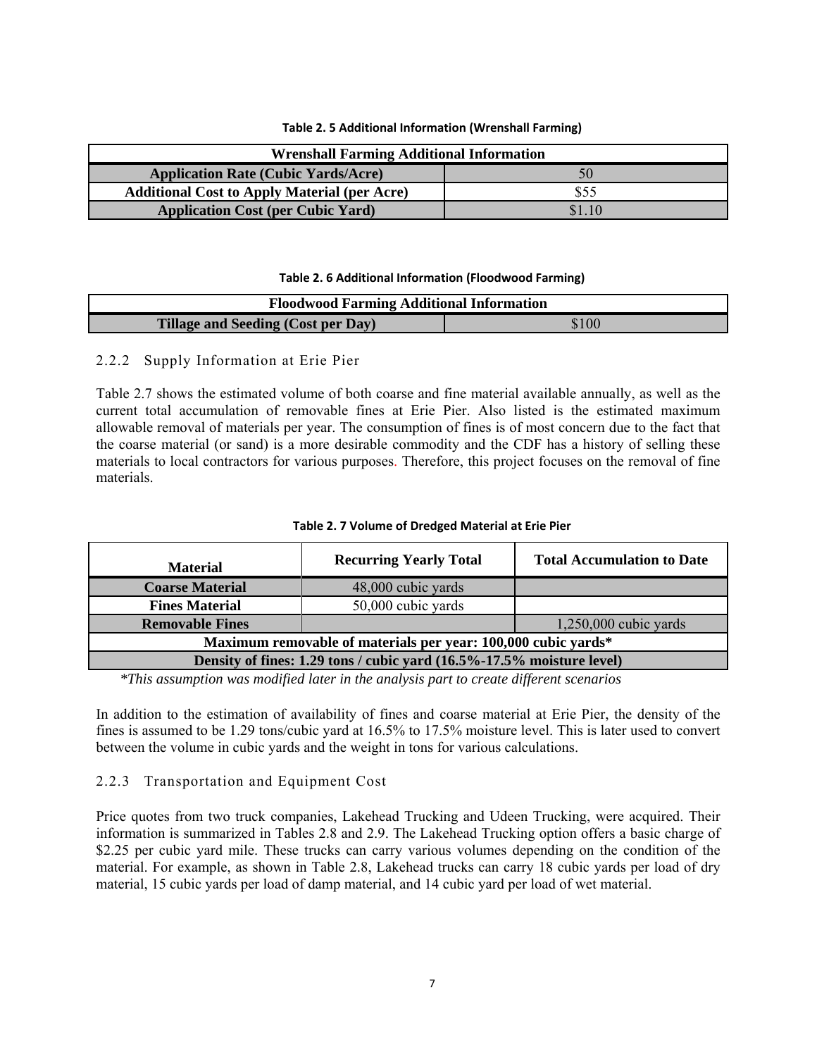**Table 2. 5 Additional Information (Wrenshall Farming)**

| Wrenshall Farming Additional Information | |
|---|---|
| **Application Rate (Cubic Yards/Acre)** | 50 |
| **Additional Cost to Apply Material (per Acre)** | $55 |
| **Application Cost (per Cubic Yard)** | $1.10 |

**Table 2. 6 Additional Information (Floodwood Farming)**

| Floodwood Farming Additional Information | |
|---|---|
| **Tillage and Seeding (Cost per Day)** | $100 |

### 2.2.2 Supply Information at Erie Pier

Table 2.7 shows the estimated volume of both coarse and fine material available annually, as well as the current total accumulation of removable fines at Erie Pier. Also listed is the estimated maximum allowable removal of materials per year. The consumption of fines is of most concern due to the fact that the coarse material (or sand) is a more desirable commodity and the CDF has a history of selling these materials to local contractors for various purposes. Therefore, this project focuses on the removal of fine materials.

**Table 2. 7 Volume of Dredged Material at Erie Pier**

| Material | Recurring Yearly Total | Total Accumulation to Date |
|---|---|---|
| **Coarse Material** | 48,000 cubic yards | |
| **Fines Material** | 50,000 cubic yards | |
| **Removable Fines** | | 1,250,000 cubic yards |
| **Maximum removable of materials per year: 100,000 cubic yards*** | | |
| **Density of fines: 1.29 tons / cubic yard (16.5%-17.5% moisture level)** | | |

**This assumption was modified later in the analysis part to create different scenarios*

In addition to the estimation of availability of fines and coarse material at Erie Pier, the density of the fines is assumed to be 1.29 tons/cubic yard at 16.5% to 17.5% moisture level. This is later used to convert between the volume in cubic yards and the weight in tons for various calculations.

### 2.2.3 Transportation and Equipment Cost

Price quotes from two truck companies, Lakehead Trucking and Udeen Trucking, were acquired. Their information is summarized in Tables 2.8 and 2.9. The Lakehead Trucking option offers a basic charge of $2.25 per cubic yard mile. These trucks can carry various volumes depending on the condition of the material. For example, as shown in Table 2.8, Lakehead trucks can carry 18 cubic yards per load of dry material, 15 cubic yards per load of damp material, and 14 cubic yard per load of wet material.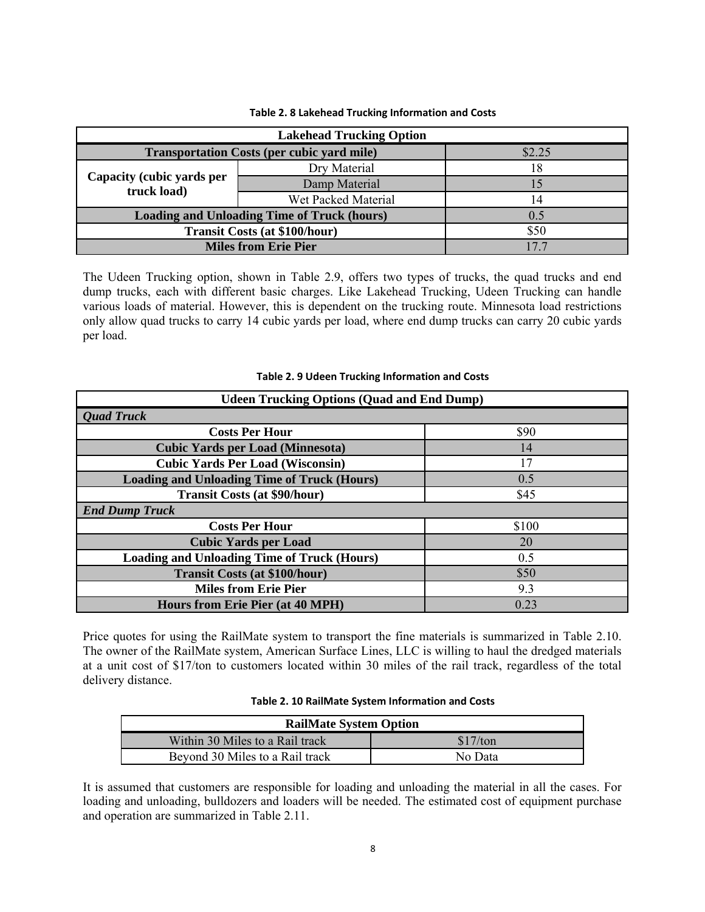Table 2. 8 Lakehead Trucking Information and Costs

| Lakehead Trucking Option | | |
|---|---|---|
| Transportation Costs (per cubic yard mile) | | $2.25 |
| Capacity (cubic yards per truck load) | Dry Material | 18 |
| | Damp Material | 15 |
| | Wet Packed Material | 14 |
| Loading and Unloading Time of Truck (hours) | | 0.5 |
| Transit Costs (at $100/hour) | | $50 |
| Miles from Erie Pier | | 17.7 |

The Udeen Trucking option, shown in Table 2.9, offers two types of trucks, the quad trucks and end dump trucks, each with different basic charges. Like Lakehead Trucking, Udeen Trucking can handle various loads of material. However, this is dependent on the trucking route. Minnesota load restrictions only allow quad trucks to carry 14 cubic yards per load, where end dump trucks can carry 20 cubic yards per load.

Table 2. 9 Udeen Trucking Information and Costs

| Udeen Trucking Options (Quad and End Dump) | |
|---|---|
| ***Quad Truck*** | |
| Costs Per Hour | $90 |
| Cubic Yards per Load (Minnesota) | 14 |
| Cubic Yards Per Load (Wisconsin) | 17 |
| Loading and Unloading Time of Truck (Hours) | 0.5 |
| Transit Costs (at $90/hour) | $45 |
| ***End Dump Truck*** | |
| Costs Per Hour | $100 |
| Cubic Yards per Load | 20 |
| Loading and Unloading Time of Truck (Hours) | 0.5 |
| Transit Costs (at $100/hour) | $50 |
| Miles from Erie Pier | 9.3 |
| Hours from Erie Pier (at 40 MPH) | 0.23 |

Price quotes for using the RailMate system to transport the fine materials is summarized in Table 2.10. The owner of the RailMate system, American Surface Lines, LLC is willing to haul the dredged materials at a unit cost of $17/ton to customers located within 30 miles of the rail track, regardless of the total delivery distance.

Table 2. 10 RailMate System Information and Costs

| RailMate System Option | |
|---|---|
| Within 30 Miles to a Rail track | $17/ton |
| Beyond 30 Miles to a Rail track | No Data |

It is assumed that customers are responsible for loading and unloading the material in all the cases. For loading and unloading, bulldozers and loaders will be needed. The estimated cost of equipment purchase and operation are summarized in Table 2.11.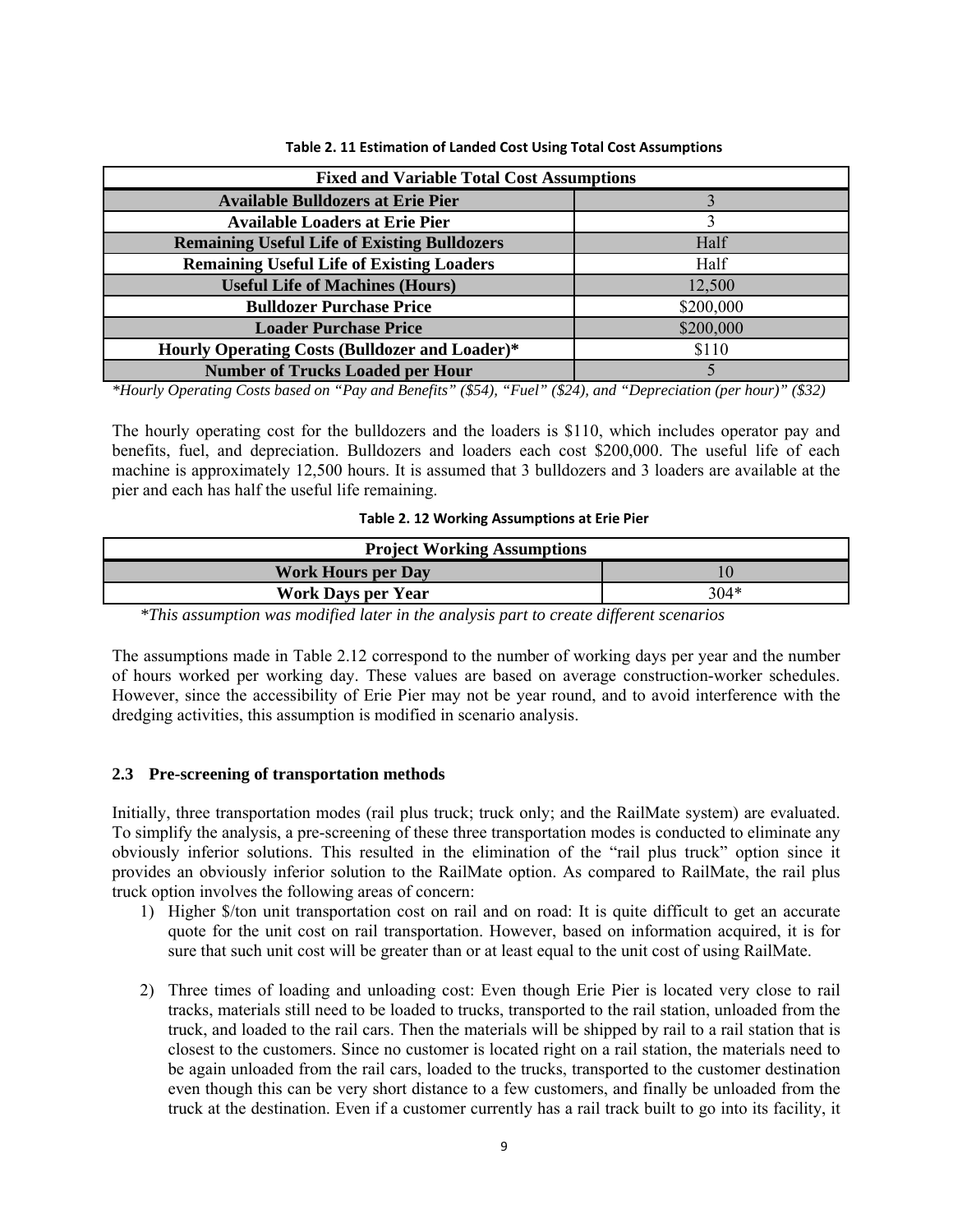**Table 2. 11 Estimation of Landed Cost Using Total Cost Assumptions**

| Fixed and Variable Total Cost Assumptions | |
|---|---|
| **Available Bulldozers at Erie Pier** | 3 |
| **Available Loaders at Erie Pier** | 3 |
| **Remaining Useful Life of Existing Bulldozers** | Half |
| **Remaining Useful Life of Existing Loaders** | Half |
| **Useful Life of Machines (Hours)** | 12,500 |
| **Bulldozer Purchase Price** | $200,000 |
| **Loader Purchase Price** | $200,000 |
| **Hourly Operating Costs (Bulldozer and Loader)*** | $110 |
| **Number of Trucks Loaded per Hour** | 5 |

*\*Hourly Operating Costs based on "Pay and Benefits" ($54), "Fuel" ($24), and "Depreciation (per hour)" ($32)*

The hourly operating cost for the bulldozers and the loaders is $110, which includes operator pay and benefits, fuel, and depreciation. Bulldozers and loaders each cost $200,000. The useful life of each machine is approximately 12,500 hours. It is assumed that 3 bulldozers and 3 loaders are available at the pier and each has half the useful life remaining.

**Table 2. 12 Working Assumptions at Erie Pier**

| Project Working Assumptions | |
|---|---|
| **Work Hours per Day** | 10 |
| **Work Days per Year** | 304* |

*\*This assumption was modified later in the analysis part to create different scenarios*

The assumptions made in Table 2.12 correspond to the number of working days per year and the number of hours worked per working day. These values are based on average construction-worker schedules. However, since the accessibility of Erie Pier may not be year round, and to avoid interference with the dredging activities, this assumption is modified in scenario analysis.

## 2.3 Pre-screening of transportation methods

Initially, three transportation modes (rail plus truck; truck only; and the RailMate system) are evaluated. To simplify the analysis, a pre-screening of these three transportation modes is conducted to eliminate any obviously inferior solutions. This resulted in the elimination of the "rail plus truck" option since it provides an obviously inferior solution to the RailMate option. As compared to RailMate, the rail plus truck option involves the following areas of concern:

1) Higher $/ton unit transportation cost on rail and on road: It is quite difficult to get an accurate quote for the unit cost on rail transportation. However, based on information acquired, it is for sure that such unit cost will be greater than or at least equal to the unit cost of using RailMate.

2) Three times of loading and unloading cost: Even though Erie Pier is located very close to rail tracks, materials still need to be loaded to trucks, transported to the rail station, unloaded from the truck, and loaded to the rail cars. Then the materials will be shipped by rail to a rail station that is closest to the customers. Since no customer is located right on a rail station, the materials need to be again unloaded from the rail cars, loaded to the trucks, transported to the customer destination even though this can be very short distance to a few customers, and finally be unloaded from the truck at the destination. Even if a customer currently has a rail track built to go into its facility, it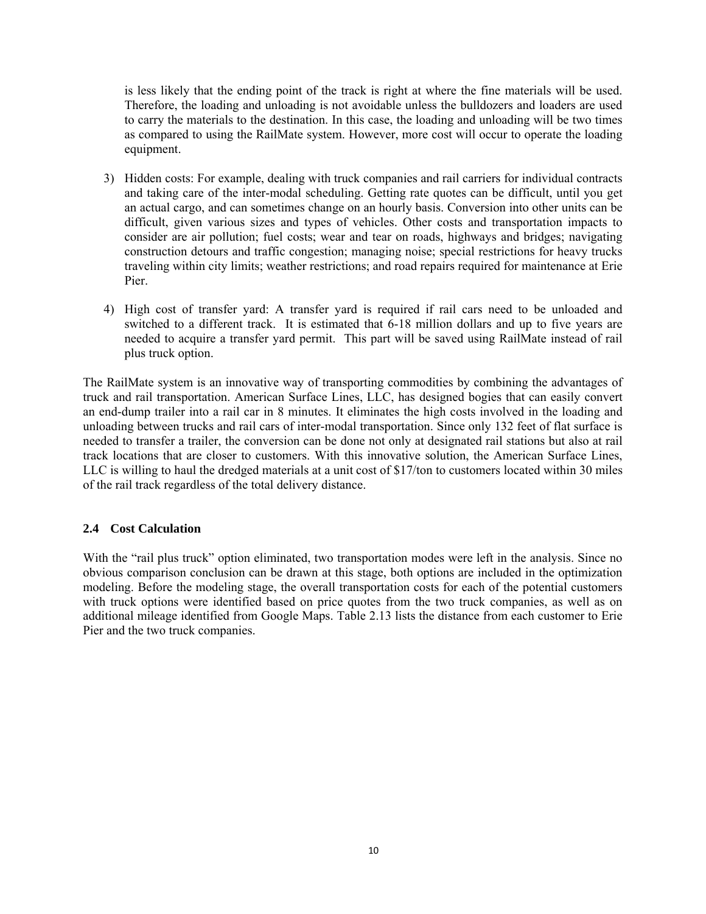is less likely that the ending point of the track is right at where the fine materials will be used. Therefore, the loading and unloading is not avoidable unless the bulldozers and loaders are used to carry the materials to the destination. In this case, the loading and unloading will be two times as compared to using the RailMate system. However, more cost will occur to operate the loading equipment.

3) Hidden costs: For example, dealing with truck companies and rail carriers for individual contracts and taking care of the inter-modal scheduling. Getting rate quotes can be difficult, until you get an actual cargo, and can sometimes change on an hourly basis. Conversion into other units can be difficult, given various sizes and types of vehicles. Other costs and transportation impacts to consider are air pollution; fuel costs; wear and tear on roads, highways and bridges; navigating construction detours and traffic congestion; managing noise; special restrictions for heavy trucks traveling within city limits; weather restrictions; and road repairs required for maintenance at Erie Pier.

4) High cost of transfer yard: A transfer yard is required if rail cars need to be unloaded and switched to a different track. It is estimated that 6-18 million dollars and up to five years are needed to acquire a transfer yard permit. This part will be saved using RailMate instead of rail plus truck option.

The RailMate system is an innovative way of transporting commodities by combining the advantages of truck and rail transportation. American Surface Lines, LLC, has designed bogies that can easily convert an end-dump trailer into a rail car in 8 minutes. It eliminates the high costs involved in the loading and unloading between trucks and rail cars of inter-modal transportation. Since only 132 feet of flat surface is needed to transfer a trailer, the conversion can be done not only at designated rail stations but also at rail track locations that are closer to customers. With this innovative solution, the American Surface Lines, LLC is willing to haul the dredged materials at a unit cost of $17/ton to customers located within 30 miles of the rail track regardless of the total delivery distance.

### 2.4 Cost Calculation

With the "rail plus truck" option eliminated, two transportation modes were left in the analysis. Since no obvious comparison conclusion can be drawn at this stage, both options are included in the optimization modeling. Before the modeling stage, the overall transportation costs for each of the potential customers with truck options were identified based on price quotes from the two truck companies, as well as on additional mileage identified from Google Maps. Table 2.13 lists the distance from each customer to Erie Pier and the two truck companies.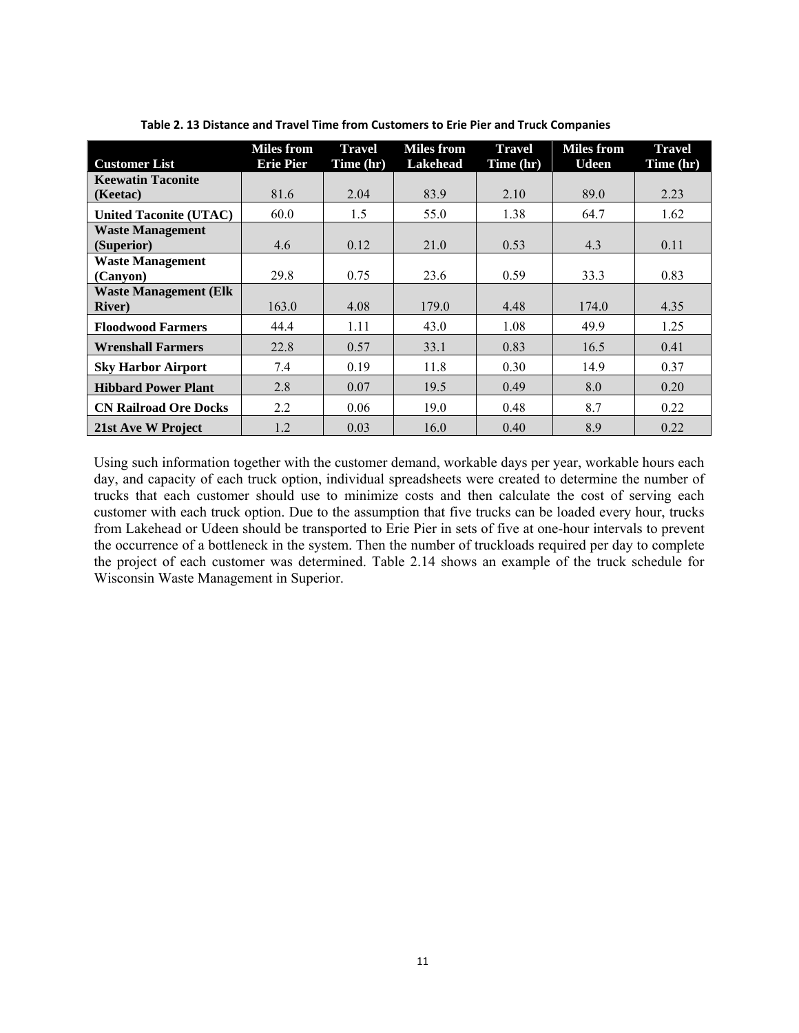**Table 2. 13 Distance and Travel Time from Customers to Erie Pier and Truck Companies**

| Customer List | Miles from Erie Pier | Travel Time (hr) | Miles from Lakehead | Travel Time (hr) | Miles from Udeen | Travel Time (hr) |
|---|---|---|---|---|---|---|
| **Keewatin Taconite (Keetac)** | 81.6 | 2.04 | 83.9 | 2.10 | 89.0 | 2.23 |
| **United Taconite (UTAC)** | 60.0 | 1.5 | 55.0 | 1.38 | 64.7 | 1.62 |
| **Waste Management (Superior)** | 4.6 | 0.12 | 21.0 | 0.53 | 4.3 | 0.11 |
| **Waste Management (Canyon)** | 29.8 | 0.75 | 23.6 | 0.59 | 33.3 | 0.83 |
| **Waste Management (Elk River)** | 163.0 | 4.08 | 179.0 | 4.48 | 174.0 | 4.35 |
| **Floodwood Farmers** | 44.4 | 1.11 | 43.0 | 1.08 | 49.9 | 1.25 |
| **Wrenshall Farmers** | 22.8 | 0.57 | 33.1 | 0.83 | 16.5 | 0.41 |
| **Sky Harbor Airport** | 7.4 | 0.19 | 11.8 | 0.30 | 14.9 | 0.37 |
| **Hibbard Power Plant** | 2.8 | 0.07 | 19.5 | 0.49 | 8.0 | 0.20 |
| **CN Railroad Ore Docks** | 2.2 | 0.06 | 19.0 | 0.48 | 8.7 | 0.22 |
| **21st Ave W Project** | 1.2 | 0.03 | 16.0 | 0.40 | 8.9 | 0.22 |

Using such information together with the customer demand, workable days per year, workable hours each day, and capacity of each truck option, individual spreadsheets were created to determine the number of trucks that each customer should use to minimize costs and then calculate the cost of serving each customer with each truck option. Due to the assumption that five trucks can be loaded every hour, trucks from Lakehead or Udeen should be transported to Erie Pier in sets of five at one-hour intervals to prevent the occurrence of a bottleneck in the system. Then the number of truckloads required per day to complete the project of each customer was determined. Table 2.14 shows an example of the truck schedule for Wisconsin Waste Management in Superior.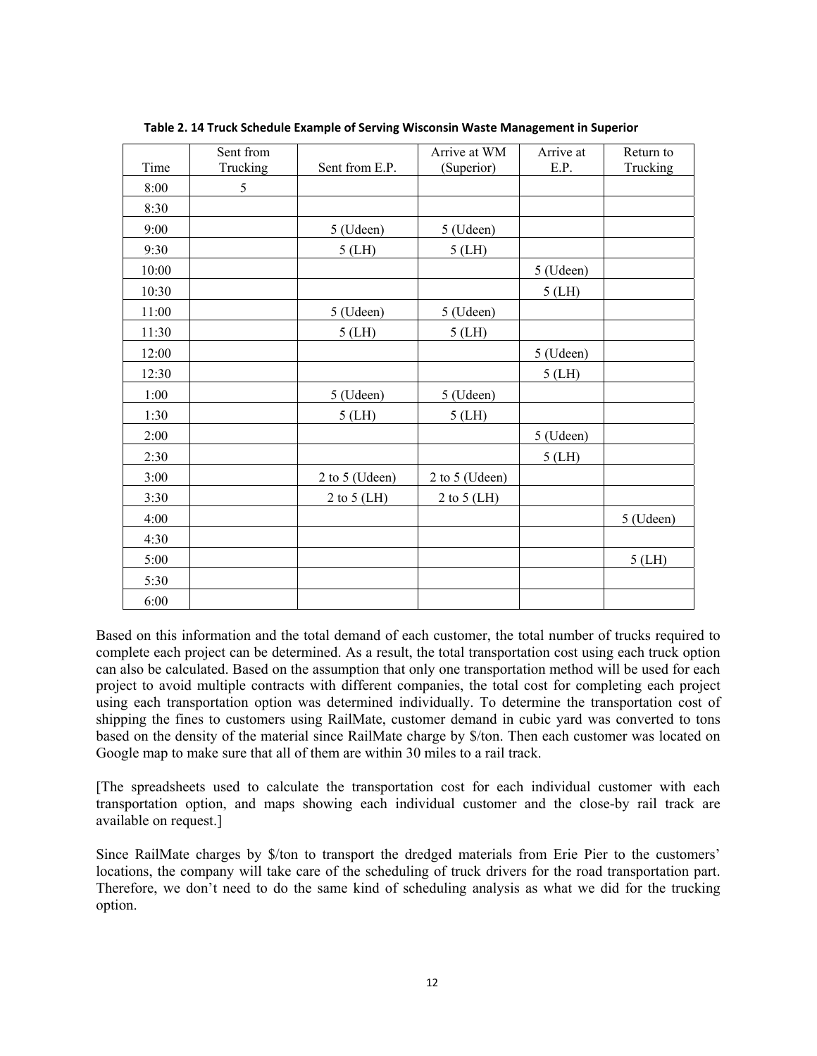**Table 2. 14 Truck Schedule Example of Serving Wisconsin Waste Management in Superior**

| Time | Sent from Trucking | Sent from E.P. | Arrive at WM (Superior) | Arrive at E.P. | Return to Trucking |
|---|---|---|---|---|---|
| 8:00 | 5 | | | | |
| 8:30 | | | | | |
| 9:00 | | 5 (Udeen) | 5 (Udeen) | | |
| 9:30 | | 5 (LH) | 5 (LH) | | |
| 10:00 | | | | 5 (Udeen) | |
| 10:30 | | | | 5 (LH) | |
| 11:00 | | 5 (Udeen) | 5 (Udeen) | | |
| 11:30 | | 5 (LH) | 5 (LH) | | |
| 12:00 | | | | 5 (Udeen) | |
| 12:30 | | | | 5 (LH) | |
| 1:00 | | 5 (Udeen) | 5 (Udeen) | | |
| 1:30 | | 5 (LH) | 5 (LH) | | |
| 2:00 | | | | 5 (Udeen) | |
| 2:30 | | | | 5 (LH) | |
| 3:00 | | 2 to 5 (Udeen) | 2 to 5 (Udeen) | | |
| 3:30 | | 2 to 5 (LH) | 2 to 5 (LH) | | |
| 4:00 | | | | | 5 (Udeen) |
| 4:30 | | | | | |
| 5:00 | | | | | 5 (LH) |
| 5:30 | | | | | |
| 6:00 | | | | | |

Based on this information and the total demand of each customer, the total number of trucks required to complete each project can be determined. As a result, the total transportation cost using each truck option can also be calculated. Based on the assumption that only one transportation method will be used for each project to avoid multiple contracts with different companies, the total cost for completing each project using each transportation option was determined individually. To determine the transportation cost of shipping the fines to customers using RailMate, customer demand in cubic yard was converted to tons based on the density of the material since RailMate charge by $/ton. Then each customer was located on Google map to make sure that all of them are within 30 miles to a rail track.

[The spreadsheets used to calculate the transportation cost for each individual customer with each transportation option, and maps showing each individual customer and the close-by rail track are available on request.]

Since RailMate charges by $/ton to transport the dredged materials from Erie Pier to the customers' locations, the company will take care of the scheduling of truck drivers for the road transportation part. Therefore, we don't need to do the same kind of scheduling analysis as what we did for the trucking option.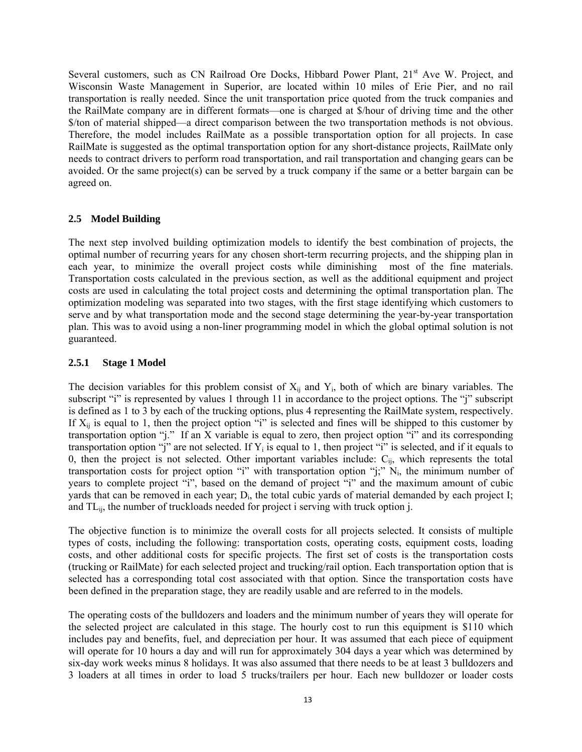Several customers, such as CN Railroad Ore Docks, Hibbard Power Plant, 21st Ave W. Project, and Wisconsin Waste Management in Superior, are located within 10 miles of Erie Pier, and no rail transportation is really needed. Since the unit transportation price quoted from the truck companies and the RailMate company are in different formats—one is charged at \$/hour of driving time and the other \$/ton of material shipped—a direct comparison between the two transportation methods is not obvious. Therefore, the model includes RailMate as a possible transportation option for all projects. In case RailMate is suggested as the optimal transportation option for any short-distance projects, RailMate only needs to contract drivers to perform road transportation, and rail transportation and changing gears can be avoided. Or the same project(s) can be served by a truck company if the same or a better bargain can be agreed on.

## 2.5 Model Building

The next step involved building optimization models to identify the best combination of projects, the optimal number of recurring years for any chosen short-term recurring projects, and the shipping plan in each year, to minimize the overall project costs while diminishing most of the fine materials. Transportation costs calculated in the previous section, as well as the additional equipment and project costs are used in calculating the total project costs and determining the optimal transportation plan. The optimization modeling was separated into two stages, with the first stage identifying which customers to serve and by what transportation mode and the second stage determining the year-by-year transportation plan. This was to avoid using a non-liner programming model in which the global optimal solution is not guaranteed.

### 2.5.1 Stage 1 Model

The decision variables for this problem consist of $X_{ij}$ and $Y_i$, both of which are binary variables. The subscript "i" is represented by values 1 through 11 in accordance to the project options. The "j" subscript is defined as 1 to 3 by each of the trucking options, plus 4 representing the RailMate system, respectively. If $X_{ij}$ is equal to 1, then the project option "i" is selected and fines will be shipped to this customer by transportation option "j." If an X variable is equal to zero, then project option "i" and its corresponding transportation option "j" are not selected. If $Y_i$ is equal to 1, then project "i" is selected, and if it equals to 0, then the project is not selected. Other important variables include: $C_{ij}$, which represents the total transportation costs for project option "i" with transportation option "j;" $N_i$, the minimum number of years to complete project "i", based on the demand of project "i" and the maximum amount of cubic yards that can be removed in each year; $D_i$, the total cubic yards of material demanded by each project I; and $TL_{ij}$, the number of truckloads needed for project i serving with truck option j.

The objective function is to minimize the overall costs for all projects selected. It consists of multiple types of costs, including the following: transportation costs, operating costs, equipment costs, loading costs, and other additional costs for specific projects. The first set of costs is the transportation costs (trucking or RailMate) for each selected project and trucking/rail option. Each transportation option that is selected has a corresponding total cost associated with that option. Since the transportation costs have been defined in the preparation stage, they are readily usable and are referred to in the models.

The operating costs of the bulldozers and loaders and the minimum number of years they will operate for the selected project are calculated in this stage. The hourly cost to run this equipment is \$110 which includes pay and benefits, fuel, and depreciation per hour. It was assumed that each piece of equipment will operate for 10 hours a day and will run for approximately 304 days a year which was determined by six-day work weeks minus 8 holidays. It was also assumed that there needs to be at least 3 bulldozers and 3 loaders at all times in order to load 5 trucks/trailers per hour. Each new bulldozer or loader costs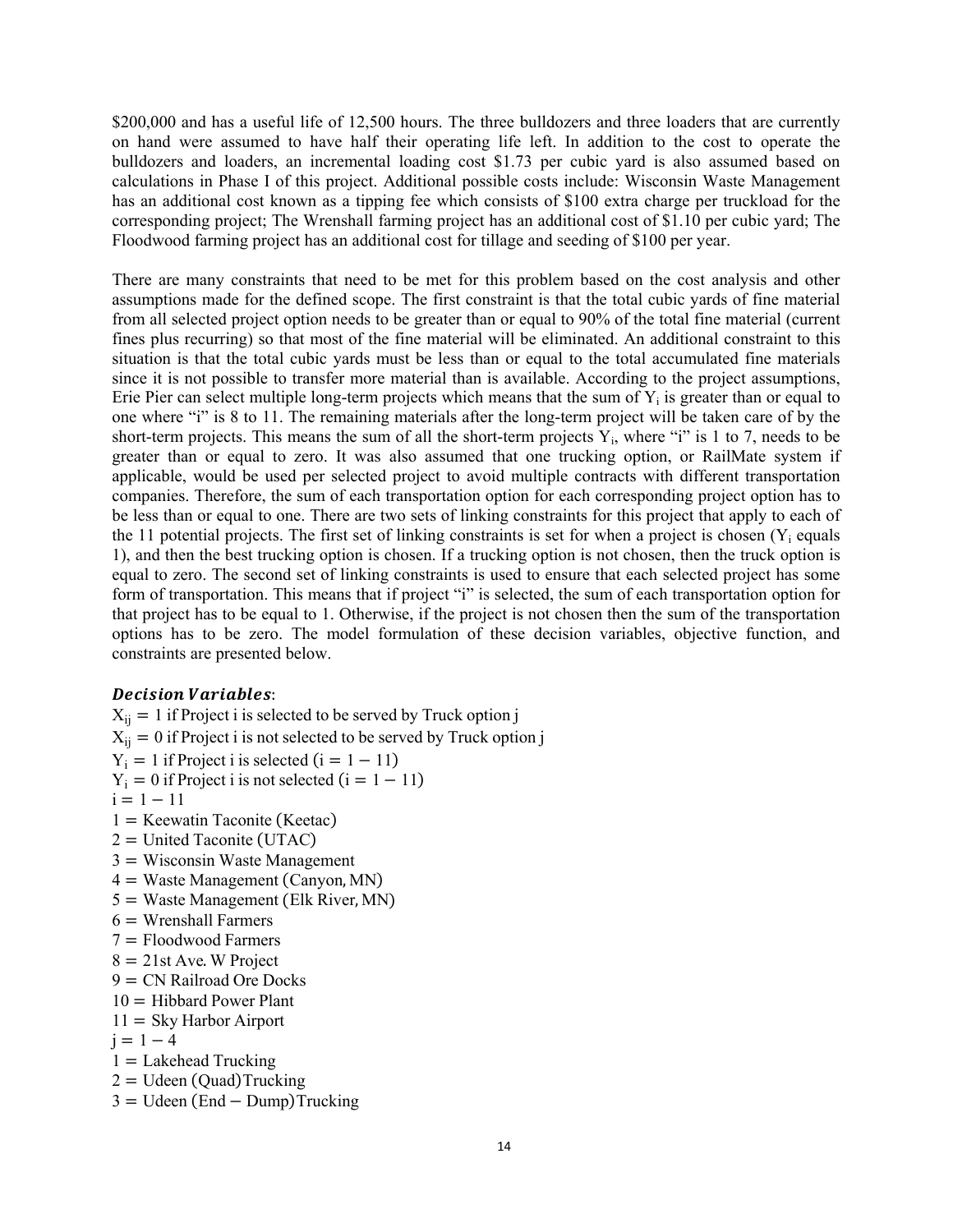$200,000 and has a useful life of 12,500 hours. The three bulldozers and three loaders that are currently on hand were assumed to have half their operating life left. In addition to the cost to operate the bulldozers and loaders, an incremental loading cost $1.73 per cubic yard is also assumed based on calculations in Phase I of this project. Additional possible costs include: Wisconsin Waste Management has an additional cost known as a tipping fee which consists of $100 extra charge per truckload for the corresponding project; The Wrenshall farming project has an additional cost of $1.10 per cubic yard; The Floodwood farming project has an additional cost for tillage and seeding of $100 per year.

There are many constraints that need to be met for this problem based on the cost analysis and other assumptions made for the defined scope. The first constraint is that the total cubic yards of fine material from all selected project option needs to be greater than or equal to 90% of the total fine material (current fines plus recurring) so that most of the fine material will be eliminated. An additional constraint to this situation is that the total cubic yards must be less than or equal to the total accumulated fine materials since it is not possible to transfer more material than is available. According to the project assumptions, Erie Pier can select multiple long-term projects which means that the sum of $Y_i$ is greater than or equal to one where "i" is 8 to 11. The remaining materials after the long-term project will be taken care of by the short-term projects. This means the sum of all the short-term projects $Y_i$, where "i" is 1 to 7, needs to be greater than or equal to zero. It was also assumed that one trucking option, or RailMate system if applicable, would be used per selected project to avoid multiple contracts with different transportation companies. Therefore, the sum of each transportation option for each corresponding project option has to be less than or equal to one. There are two sets of linking constraints for this project that apply to each of the 11 potential projects. The first set of linking constraints is set for when a project is chosen ($Y_i$ equals 1), and then the best trucking option is chosen. If a trucking option is not chosen, then the truck option is equal to zero. The second set of linking constraints is used to ensure that each selected project has some form of transportation. This means that if project "i" is selected, the sum of each transportation option for that project has to be equal to 1. Otherwise, if the project is not chosen then the sum of the transportation options has to be zero. The model formulation of these decision variables, objective function, and constraints are presented below.

***Decision Variables*:**

$X_{ij} = 1$ if Project i is selected to be served by Truck option j
$X_{ij} = 0$ if Project i is not selected to be served by Truck option j
$Y_i = 1$ if Project i is selected $(i = 1 - 11)$
$Y_i = 0$ if Project i is not selected $(i = 1 - 11)$
$i = 1 - 11$
1 = Keewatin Taconite (Keetac)
2 = United Taconite (UTAC)
3 = Wisconsin Waste Management
4 = Waste Management (Canyon, MN)
5 = Waste Management (Elk River, MN)
6 = Wrenshall Farmers
7 = Floodwood Farmers
8 = 21st Ave. W Project
9 = CN Railroad Ore Docks
10 = Hibbard Power Plant
11 = Sky Harbor Airport
$j = 1 - 4$
1 = Lakehead Trucking
2 = Udeen (Quad) Trucking
3 = Udeen (End − Dump) Trucking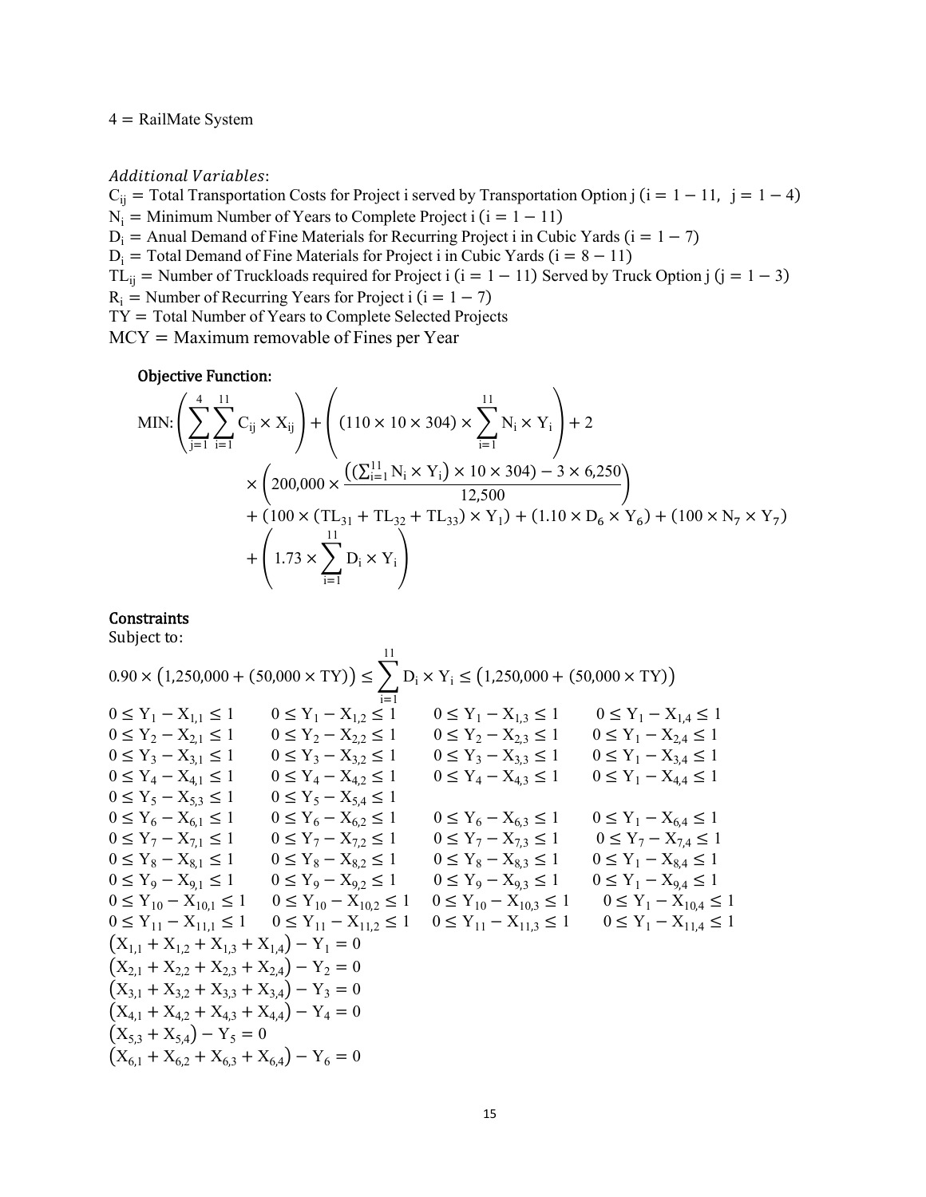4 = RailMate System

*Additional Variables*:

$C_{ij}$ = Total Transportation Costs for Project i served by Transportation Option j ($i = 1 - 11$, $j = 1 - 4$)
$N_i$ = Minimum Number of Years to Complete Project i ($i = 1 - 11$)
$D_i$ = Anual Demand of Fine Materials for Recurring Project i in Cubic Yards ($i = 1 - 7$)
$D_i$ = Total Demand of Fine Materials for Project i in Cubic Yards ($i = 8 - 11$)
$TL_{ij}$ = Number of Truckloads required for Project i ($i = 1 - 11$) Served by Truck Option j ($j = 1 - 3$)
$R_i$ = Number of Recurring Years for Project i ($i = 1 - 7$)
TY = Total Number of Years to Complete Selected Projects
MCY = Maximum removable of Fines per Year

**Objective Function:**

$$\text{MIN:} \left(\sum_{j=1}^{4}\sum_{i=1}^{11} C_{ij} \times X_{ij}\right) + \left((110 \times 10 \times 304) \times \sum_{i=1}^{11} N_i \times Y_i\right) + 2 \times \left(200{,}000 \times \frac{\left((\sum_{i=1}^{11} N_i \times Y_i) \times 10 \times 304\right) - 3 \times 6{,}250}{12{,}500}\right) + \left(100 \times (TL_{31} + TL_{32} + TL_{33}) \times Y_1\right) + (1.10 \times D_6 \times Y_6) + (100 \times N_7 \times Y_7) + \left(1.73 \times \sum_{i=1}^{11} D_i \times Y_i\right)$$

**Constraints**

Subject to:

$$0.90 \times (1{,}250{,}000 + (50{,}000 \times TY)) \leq \sum_{i=1}^{11} D_i \times Y_i \leq (1{,}250{,}000 + (50{,}000 \times TY))$$

$0 \leq Y_1 - X_{1,1} \leq 1$ $\quad 0 \leq Y_1 - X_{1,2} \leq 1$ $\quad 0 \leq Y_1 - X_{1,3} \leq 1$ $\quad 0 \leq Y_1 - X_{1,4} \leq 1$
$0 \leq Y_2 - X_{2,1} \leq 1$ $\quad 0 \leq Y_2 - X_{2,2} \leq 1$ $\quad 0 \leq Y_2 - X_{2,3} \leq 1$ $\quad 0 \leq Y_1 - X_{2,4} \leq 1$
$0 \leq Y_3 - X_{3,1} \leq 1$ $\quad 0 \leq Y_3 - X_{3,2} \leq 1$ $\quad 0 \leq Y_3 - X_{3,3} \leq 1$ $\quad 0 \leq Y_1 - X_{3,4} \leq 1$
$0 \leq Y_4 - X_{4,1} \leq 1$ $\quad 0 \leq Y_4 - X_{4,2} \leq 1$ $\quad 0 \leq Y_4 - X_{4,3} \leq 1$ $\quad 0 \leq Y_1 - X_{4,4} \leq 1$
$0 \leq Y_5 - X_{5,3} \leq 1$ $\quad 0 \leq Y_5 - X_{5,4} \leq 1$
$0 \leq Y_6 - X_{6,1} \leq 1$ $\quad 0 \leq Y_6 - X_{6,2} \leq 1$ $\quad 0 \leq Y_6 - X_{6,3} \leq 1$ $\quad 0 \leq Y_1 - X_{6,4} \leq 1$
$0 \leq Y_7 - X_{7,1} \leq 1$ $\quad 0 \leq Y_7 - X_{7,2} \leq 1$ $\quad 0 \leq Y_7 - X_{7,3} \leq 1$ $\quad 0 \leq Y_7 - X_{7,4} \leq 1$
$0 \leq Y_8 - X_{8,1} \leq 1$ $\quad 0 \leq Y_8 - X_{8,2} \leq 1$ $\quad 0 \leq Y_8 - X_{8,3} \leq 1$ $\quad 0 \leq Y_1 - X_{8,4} \leq 1$
$0 \leq Y_9 - X_{9,1} \leq 1$ $\quad 0 \leq Y_9 - X_{9,2} \leq 1$ $\quad 0 \leq Y_9 - X_{9,3} \leq 1$ $\quad 0 \leq Y_1 - X_{9,4} \leq 1$
$0 \leq Y_{10} - X_{10,1} \leq 1$ $\quad 0 \leq Y_{10} - X_{10,2} \leq 1$ $\quad 0 \leq Y_{10} - X_{10,3} \leq 1$ $\quad 0 \leq Y_1 - X_{10,4} \leq 1$
$0 \leq Y_{11} - X_{11,1} \leq 1$ $\quad 0 \leq Y_{11} - X_{11,2} \leq 1$ $\quad 0 \leq Y_{11} - X_{11,3} \leq 1$ $\quad 0 \leq Y_1 - X_{11,4} \leq 1$

$(X_{1,1} + X_{1,2} + X_{1,3} + X_{1,4}) - Y_1 = 0$
$(X_{2,1} + X_{2,2} + X_{2,3} + X_{2,4}) - Y_2 = 0$
$(X_{3,1} + X_{3,2} + X_{3,3} + X_{3,4}) - Y_3 = 0$
$(X_{4,1} + X_{4,2} + X_{4,3} + X_{4,4}) - Y_4 = 0$
$(X_{5,3} + X_{5,4}) - Y_5 = 0$
$(X_{6,1} + X_{6,2} + X_{6,3} + X_{6,4}) - Y_6 = 0$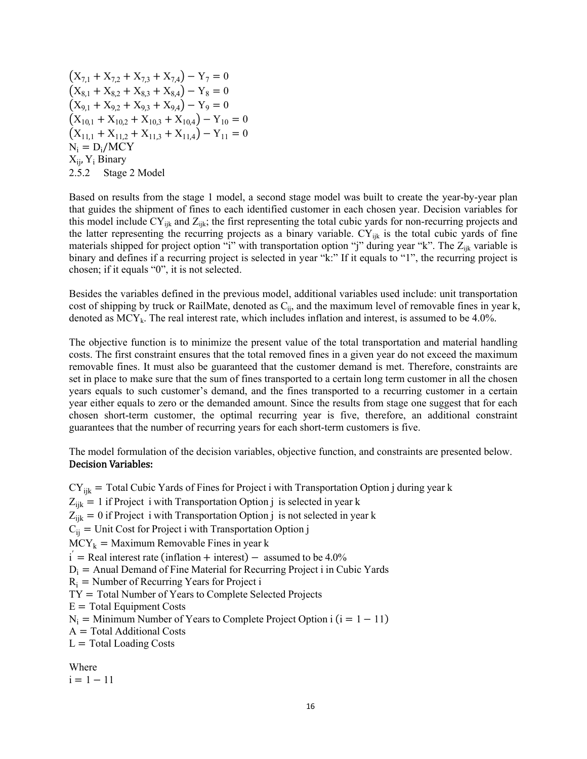$$\left(X_{7,1} + X_{7,2} + X_{7,3} + X_{7,4}\right) - Y_7 = 0$$
$$\left(X_{8,1} + X_{8,2} + X_{8,3} + X_{8,4}\right) - Y_8 = 0$$
$$\left(X_{9,1} + X_{9,2} + X_{9,3} + X_{9,4}\right) - Y_9 = 0$$
$$\left(X_{10,1} + X_{10,2} + X_{10,3} + X_{10,4}\right) - Y_{10} = 0$$
$$\left(X_{11,1} + X_{11,2} + X_{11,3} + X_{11,4}\right) - Y_{11} = 0$$
$$N_i = D_i / MCY$$
$X_{ij}$, $Y_i$ Binary

### 2.5.2 Stage 2 Model

Based on results from the stage 1 model, a second stage model was built to create the year-by-year plan that guides the shipment of fines to each identified customer in each chosen year. Decision variables for this model include $CY_{ijk}$ and $Z_{ijk}$; the first representing the total cubic yards for non-recurring projects and the latter representing the recurring projects as a binary variable. $CY_{ijk}$ is the total cubic yards of fine materials shipped for project option "i" with transportation option "j" during year "k". The $Z_{ijk}$ variable is binary and defines if a recurring project is selected in year "k:" If it equals to "1", the recurring project is chosen; if it equals "0", it is not selected.

Besides the variables defined in the previous model, additional variables used include: unit transportation cost of shipping by truck or RailMate, denoted as $C_{ij}$, and the maximum level of removable fines in year k, denoted as $MCY_k$. The real interest rate, which includes inflation and interest, is assumed to be 4.0%.

The objective function is to minimize the present value of the total transportation and material handling costs. The first constraint ensures that the total removed fines in a given year do not exceed the maximum removable fines. It must also be guaranteed that the customer demand is met. Therefore, constraints are set in place to make sure that the sum of fines transported to a certain long term customer in all the chosen years equals to such customer's demand, and the fines transported to a recurring customer in a certain year either equals to zero or the demanded amount. Since the results from stage one suggest that for each chosen short-term customer, the optimal recurring year is five, therefore, an additional constraint guarantees that the number of recurring years for each short-term customers is five.

The model formulation of the decision variables, objective function, and constraints are presented below.

**Decision Variables:**

$CY_{ijk} =$ Total Cubic Yards of Fines for Project i with Transportation Option j during year k
$Z_{ijk} = 1$ if Project i with Transportation Option j is selected in year k
$Z_{ijk} = 0$ if Project i with Transportation Option j is not selected in year k
$C_{ij} =$ Unit Cost for Project i with Transportation Option j
$MCY_k =$ Maximum Removable Fines in year k
$i' =$ Real interest rate (inflation + interest) − assumed to be 4.0%
$D_i =$ Anual Demand of Fine Material for Recurring Project i in Cubic Yards
$R_i =$ Number of Recurring Years for Project i
$TY =$ Total Number of Years to Complete Selected Projects
$E =$ Total Equipment Costs
$N_i =$ Minimum Number of Years to Complete Project Option i ($i = 1 - 11$)
$A =$ Total Additional Costs
$L =$ Total Loading Costs

Where
$i = 1 - 11$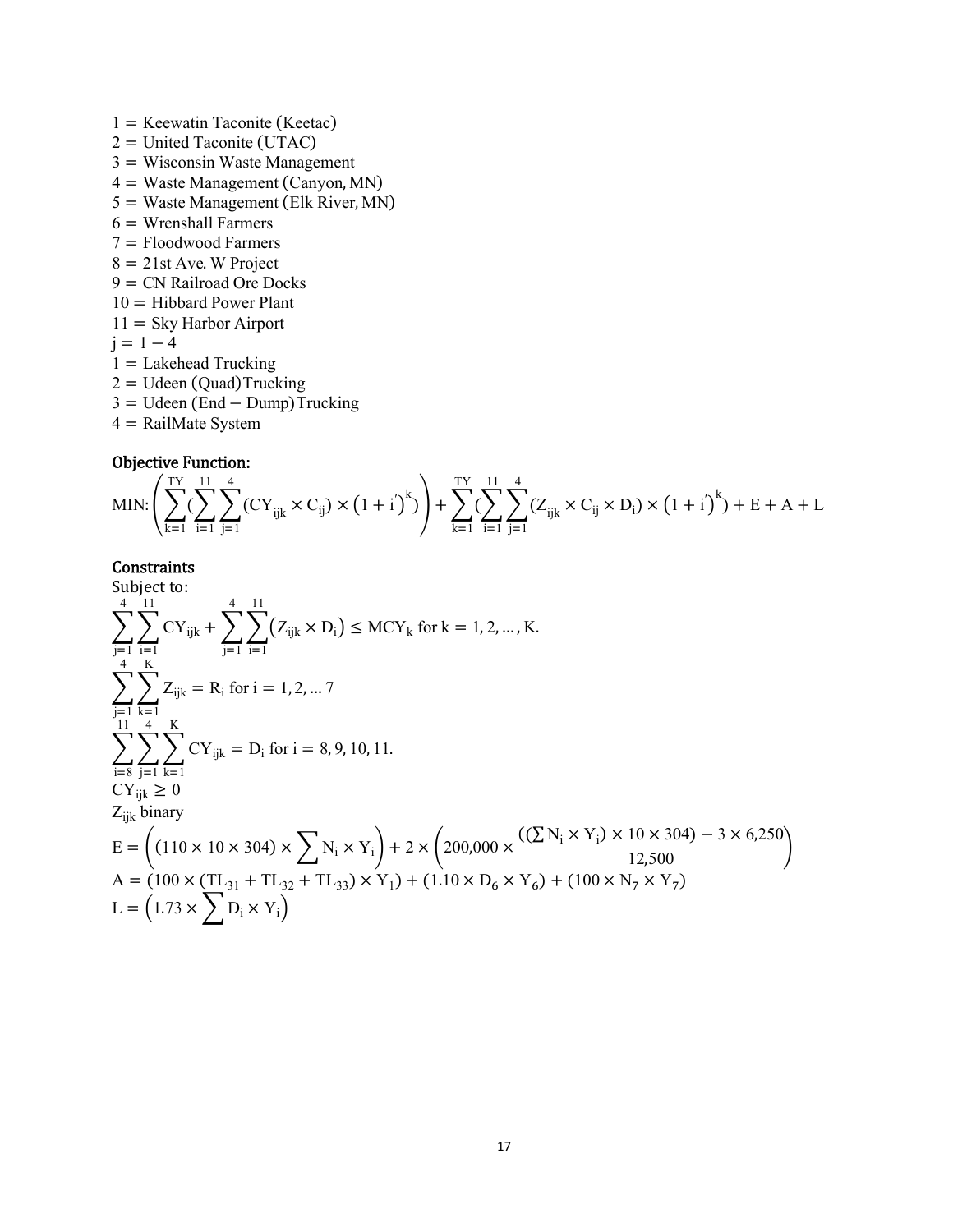$1 =$ Keewatin Taconite (Keetac)
$2 =$ United Taconite (UTAC)
$3 =$ Wisconsin Waste Management
$4 =$ Waste Management (Canyon, MN)
$5 =$ Waste Management (Elk River, MN)
$6 =$ Wrenshall Farmers
$7 =$ Floodwood Farmers
$8 =$ 21st Ave. W Project
$9 =$ CN Railroad Ore Docks
$10 =$ Hibbard Power Plant
$11 =$ Sky Harbor Airport
$j = 1 - 4$
$1 =$ Lakehead Trucking
$2 =$ Udeen (Quad) Trucking
$3 =$ Udeen (End − Dump) Trucking
$4 =$ RailMate System

**Objective Function:**

$$\text{MIN: } \left( \sum_{k=1}^{TY} \left( \sum_{i=1}^{11} \sum_{j=1}^{4} (CY_{ijk} \times C_{ij}) \times (1 + i')^{k} \right) \right) + \sum_{k=1}^{TY} \left( \sum_{i=1}^{11} \sum_{j=1}^{4} (Z_{ijk} \times C_{ij} \times D_i) \times (1 + i')^{k} \right) + E + A + L$$

**Constraints**

Subject to:

$$\sum_{j=1}^{4} \sum_{i=1}^{11} CY_{ijk} + \sum_{j=1}^{4} \sum_{i=1}^{11} (Z_{ijk} \times D_i) \leq MCY_k \text{ for } k = 1, 2, \ldots, K.$$

$$\sum_{j=1}^{4} \sum_{k=1}^{K} Z_{ijk} = R_i \text{ for } i = 1, 2, \ldots 7$$

$$\sum_{i=8}^{11} \sum_{j=1}^{4} \sum_{k=1}^{K} CY_{ijk} = D_i \text{ for } i = 8, 9, 10, 11.$$

$$CY_{ijk} \geq 0$$

$Z_{ijk}$ binary

$$E = \left( (110 \times 10 \times 304) \times \sum N_i \times Y_i \right) + 2 \times \left( 200{,}000 \times \frac{((\sum N_i \times Y_i) \times 10 \times 304) - 3 \times 6{,}250}{12{,}500} \right)$$

$$A = (100 \times (TL_{31} + TL_{32} + TL_{33}) \times Y_1) + (1.10 \times D_6 \times Y_6) + (100 \times N_7 \times Y_7)$$

$$L = \left( 1.73 \times \sum D_i \times Y_i \right)$$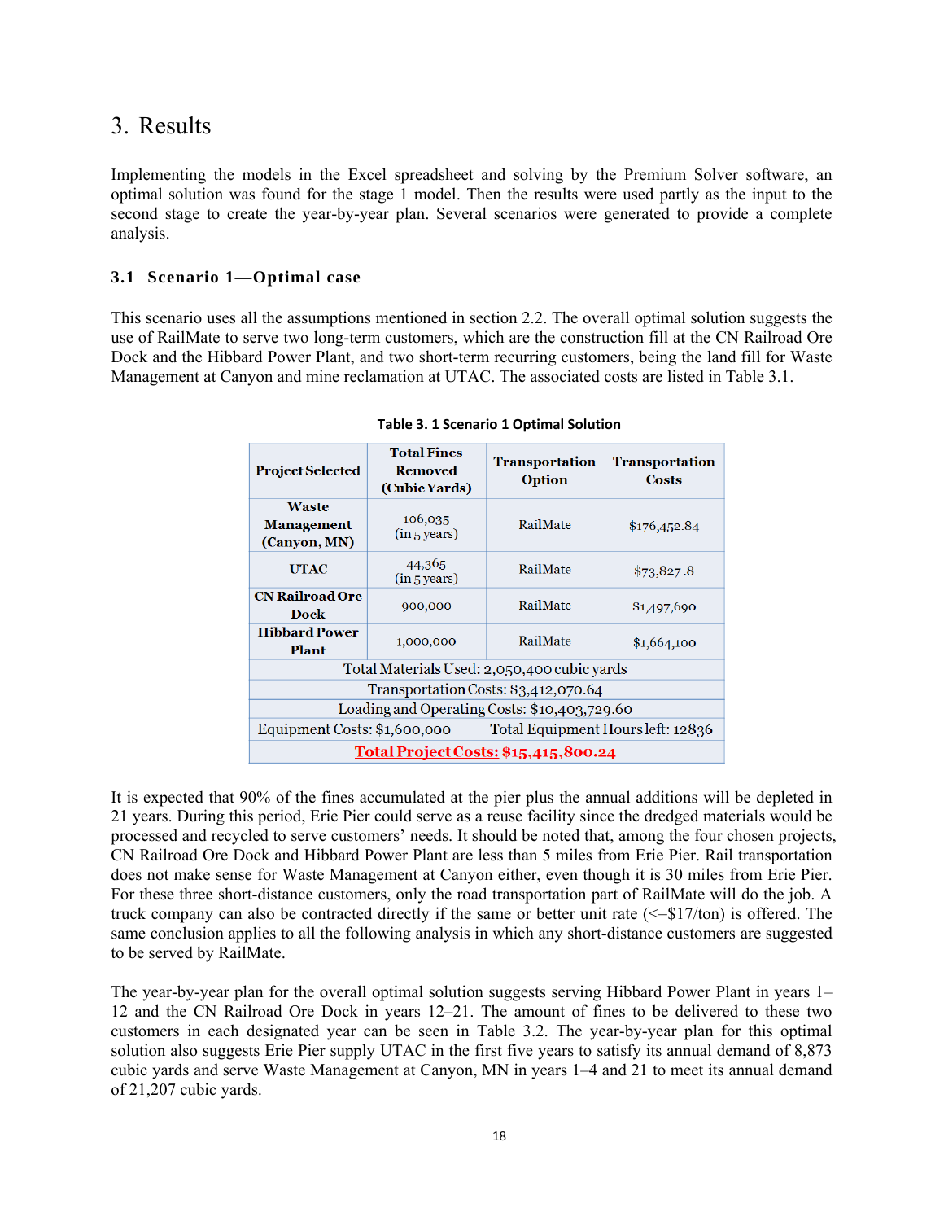# 3. Results

Implementing the models in the Excel spreadsheet and solving by the Premium Solver software, an optimal solution was found for the stage 1 model. Then the results were used partly as the input to the second stage to create the year-by-year plan. Several scenarios were generated to provide a complete analysis.

## 3.1 Scenario 1—Optimal case

This scenario uses all the assumptions mentioned in section 2.2. The overall optimal solution suggests the use of RailMate to serve two long-term customers, which are the construction fill at the CN Railroad Ore Dock and the Hibbard Power Plant, and two short-term recurring customers, being the land fill for Waste Management at Canyon and mine reclamation at UTAC. The associated costs are listed in Table 3.1.

**Table 3. 1 Scenario 1 Optimal Solution**

| Project Selected | Total Fines Removed (Cubic Yards) | Transportation Option | Transportation Costs |
|---|---|---|---|
| **Waste Management (Canyon, MN)** | 106,035 (in 5 years) | RailMate | $176,452.84 |
| **UTAC** | 44,365 (in 5 years) | RailMate | $73,827 .8 |
| **CN Railroad Ore Dock** | 900,000 | RailMate | $1,497,690 |
| **Hibbard Power Plant** | 1,000,000 | RailMate | $1,664,100 |
| Total Materials Used: 2,050,400 cubic yards | | | |
| Transportation Costs: $3,412,070.64 | | | |
| Loading and Operating Costs: $10,403,729.60 | | | |
| Equipment Costs: $1,600,000 | | Total Equipment Hours left: 12836 | |
| **Total Project Costs: $15,415,800.24** | | | |

It is expected that 90% of the fines accumulated at the pier plus the annual additions will be depleted in 21 years. During this period, Erie Pier could serve as a reuse facility since the dredged materials would be processed and recycled to serve customers' needs. It should be noted that, among the four chosen projects, CN Railroad Ore Dock and Hibbard Power Plant are less than 5 miles from Erie Pier. Rail transportation does not make sense for Waste Management at Canyon either, even though it is 30 miles from Erie Pier. For these three short-distance customers, only the road transportation part of RailMate will do the job. A truck company can also be contracted directly if the same or better unit rate (<=$17/ton) is offered. The same conclusion applies to all the following analysis in which any short-distance customers are suggested to be served by RailMate.

The year-by-year plan for the overall optimal solution suggests serving Hibbard Power Plant in years 1–12 and the CN Railroad Ore Dock in years 12–21. The amount of fines to be delivered to these two customers in each designated year can be seen in Table 3.2. The year-by-year plan for this optimal solution also suggests Erie Pier supply UTAC in the first five years to satisfy its annual demand of 8,873 cubic yards and serve Waste Management at Canyon, MN in years 1–4 and 21 to meet its annual demand of 21,207 cubic yards.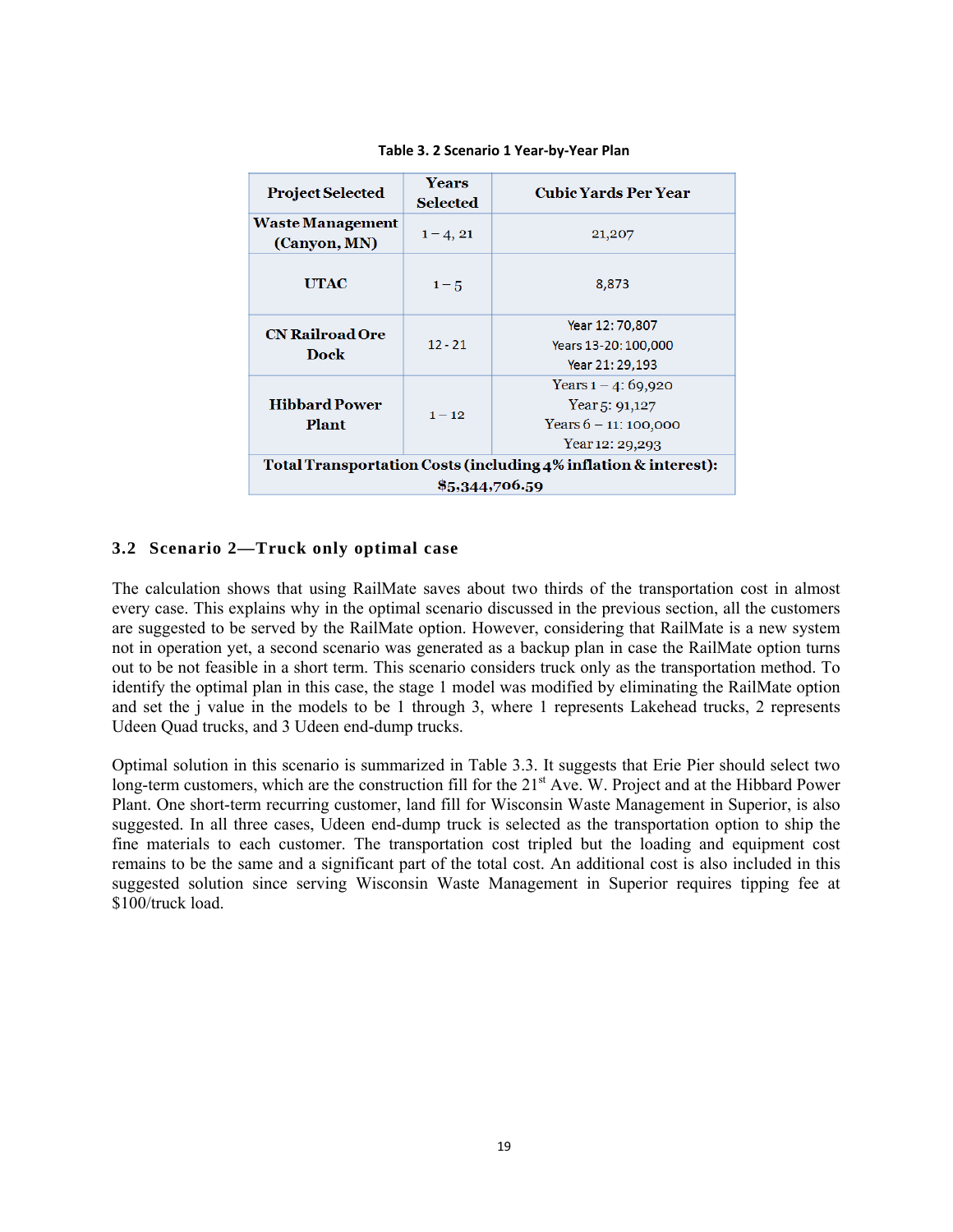Table 3. 2 Scenario 1 Year-by-Year Plan

| Project Selected | Years Selected | Cubic Yards Per Year |
|---|---|---|
| Waste Management (Canyon, MN) | 1 – 4, 21 | 21,207 |
| UTAC | 1 – 5 | 8,873 |
| CN Railroad Ore Dock | 12 - 21 | Year 12: 70,807<br>Years 13-20: 100,000<br>Year 21: 29,193 |
| Hibbard Power Plant | 1 – 12 | Years 1 – 4: 69,920<br>Year 5: 91,127<br>Years 6 – 11: 100,000<br>Year 12: 29,293 |
| **Total Transportation Costs (including 4% inflation & interest): $5,344,706.59** | | |

### 3.2 Scenario 2—Truck only optimal case

The calculation shows that using RailMate saves about two thirds of the transportation cost in almost every case. This explains why in the optimal scenario discussed in the previous section, all the customers are suggested to be served by the RailMate option. However, considering that RailMate is a new system not in operation yet, a second scenario was generated as a backup plan in case the RailMate option turns out to be not feasible in a short term. This scenario considers truck only as the transportation method. To identify the optimal plan in this case, the stage 1 model was modified by eliminating the RailMate option and set the j value in the models to be 1 through 3, where 1 represents Lakehead trucks, 2 represents Udeen Quad trucks, and 3 Udeen end-dump trucks.

Optimal solution in this scenario is summarized in Table 3.3. It suggests that Erie Pier should select two long-term customers, which are the construction fill for the 21st Ave. W. Project and at the Hibbard Power Plant. One short-term recurring customer, land fill for Wisconsin Waste Management in Superior, is also suggested. In all three cases, Udeen end-dump truck is selected as the transportation option to ship the fine materials to each customer. The transportation cost tripled but the loading and equipment cost remains to be the same and a significant part of the total cost. An additional cost is also included in this suggested solution since serving Wisconsin Waste Management in Superior requires tipping fee at $100/truck load.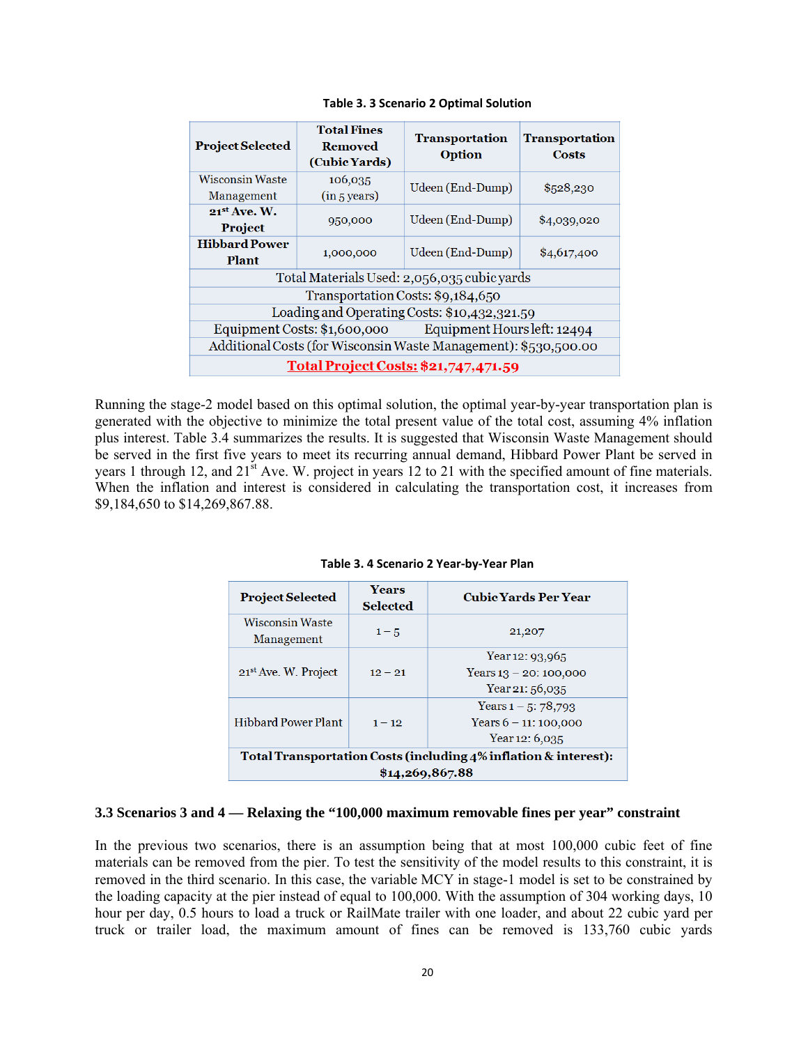Table 3. 3 Scenario 2 Optimal Solution

| Project Selected | Total Fines Removed (Cubic Yards) | Transportation Option | Transportation Costs |
|---|---|---|---|
| Wisconsin Waste Management | 106,035 (in 5 years) | Udeen (End-Dump) | $528,230 |
| **21st Ave. W. Project** | 950,000 | Udeen (End-Dump) | $4,039,020 |
| **Hibbard Power Plant** | 1,000,000 | Udeen (End-Dump) | $4,617,400 |
| Total Materials Used: 2,056,035 cubic yards | | | |
| Transportation Costs: $9,184,650 | | | |
| Loading and Operating Costs: $10,432,321.59 | | | |
| Equipment Costs: $1,600,000 | | Equipment Hours left: 12494 | |
| Additional Costs (for Wisconsin Waste Management): $530,500.00 | | | |
| **Total Project Costs: $21,747,471.59** | | | |

Running the stage-2 model based on this optimal solution, the optimal year-by-year transportation plan is generated with the objective to minimize the total present value of the total cost, assuming 4% inflation plus interest. Table 3.4 summarizes the results. It is suggested that Wisconsin Waste Management should be served in the first five years to meet its recurring annual demand, Hibbard Power Plant be served in years 1 through 12, and 21st Ave. W. project in years 12 to 21 with the specified amount of fine materials. When the inflation and interest is considered in calculating the transportation cost, it increases from $9,184,650 to $14,269,867.88.

Table 3. 4 Scenario 2 Year-by-Year Plan

| Project Selected | Years Selected | Cubic Yards Per Year |
|---|---|---|
| Wisconsin Waste Management | 1 – 5 | 21,207 |
| 21st Ave. W. Project | 12 – 21 | Year 12: 93,965<br>Years 13 – 20: 100,000<br>Year 21: 56,035 |
| Hibbard Power Plant | 1 – 12 | Years 1 – 5: 78,793<br>Years 6 – 11: 100,000<br>Year 12: 6,035 |
| **Total Transportation Costs (including 4% inflation & interest): $14,269,867.88** | | |

### 3.3 Scenarios 3 and 4 — Relaxing the "100,000 maximum removable fines per year" constraint

In the previous two scenarios, there is an assumption being that at most 100,000 cubic feet of fine materials can be removed from the pier. To test the sensitivity of the model results to this constraint, it is removed in the third scenario. In this case, the variable MCY in stage-1 model is set to be constrained by the loading capacity at the pier instead of equal to 100,000. With the assumption of 304 working days, 10 hour per day, 0.5 hours to load a truck or RailMate trailer with one loader, and about 22 cubic yard per truck or trailer load, the maximum amount of fines can be removed is 133,760 cubic yards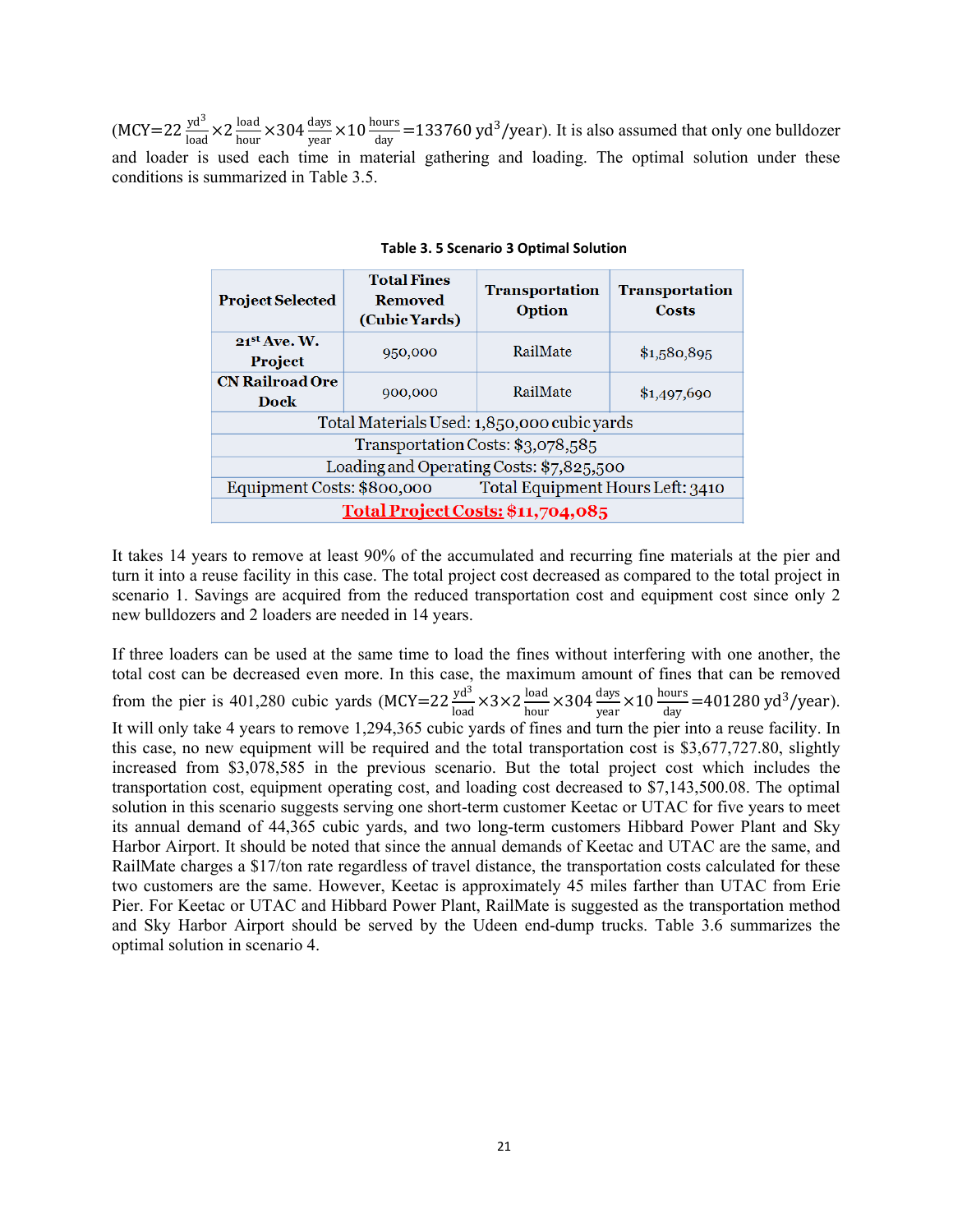(MCY=22 $\frac{yd^3}{load}$ ×2 $\frac{load}{hour}$ ×304 $\frac{days}{year}$ ×10 $\frac{hours}{day}$ =133760 $yd^3$/year). It is also assumed that only one bulldozer and loader is used each time in material gathering and loading. The optimal solution under these conditions is summarized in Table 3.5.

**Table 3. 5 Scenario 3 Optimal Solution**

| Project Selected | Total Fines Removed (Cubic Yards) | Transportation Option | Transportation Costs |
|---|---|---|---|
| 21st Ave. W. Project | 950,000 | RailMate | $1,580,895 |
| CN Railroad Ore Dock | 900,000 | RailMate | $1,497,690 |
| Total Materials Used: 1,850,000 cubic yards | | | |
| Transportation Costs: $3,078,585 | | | |
| Loading and Operating Costs: $7,825,500 | | | |
| Equipment Costs: $800,000 | | Total Equipment Hours Left: 3410 | |
| **Total Project Costs: $11,704,085** | | | |

It takes 14 years to remove at least 90% of the accumulated and recurring fine materials at the pier and turn it into a reuse facility in this case. The total project cost decreased as compared to the total project in scenario 1. Savings are acquired from the reduced transportation cost and equipment cost since only 2 new bulldozers and 2 loaders are needed in 14 years.

If three loaders can be used at the same time to load the fines without interfering with one another, the total cost can be decreased even more. In this case, the maximum amount of fines that can be removed from the pier is 401,280 cubic yards (MCY=22 $\frac{yd^3}{load}$ ×3×2 $\frac{load}{hour}$ ×304 $\frac{days}{year}$ ×10 $\frac{hours}{day}$ =401280 $yd^3$/year). It will only take 4 years to remove 1,294,365 cubic yards of fines and turn the pier into a reuse facility. In this case, no new equipment will be required and the total transportation cost is $3,677,727.80, slightly increased from $3,078,585 in the previous scenario. But the total project cost which includes the transportation cost, equipment operating cost, and loading cost decreased to $7,143,500.08. The optimal solution in this scenario suggests serving one short-term customer Keetac or UTAC for five years to meet its annual demand of 44,365 cubic yards, and two long-term customers Hibbard Power Plant and Sky Harbor Airport. It should be noted that since the annual demands of Keetac and UTAC are the same, and RailMate charges a $17/ton rate regardless of travel distance, the transportation costs calculated for these two customers are the same. However, Keetac is approximately 45 miles farther than UTAC from Erie Pier. For Keetac or UTAC and Hibbard Power Plant, RailMate is suggested as the transportation method and Sky Harbor Airport should be served by the Udeen end-dump trucks. Table 3.6 summarizes the optimal solution in scenario 4.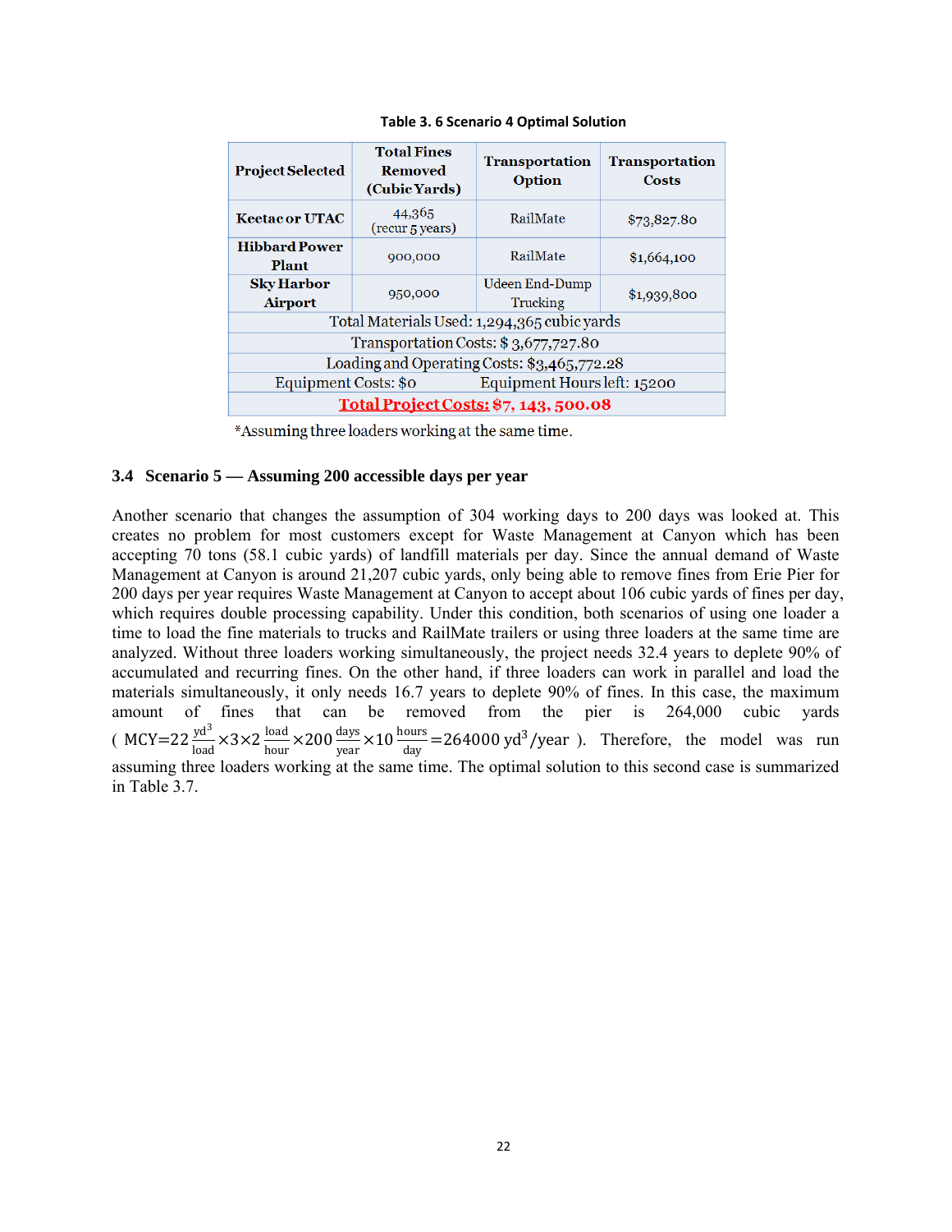Table 3. 6 Scenario 4 Optimal Solution

| Project Selected | Total Fines Removed (Cubic Yards) | Transportation Option | Transportation Costs |
|---|---|---|---|
| Keetac or UTAC | 44,365 (recur 5 years) | RailMate | $73,827.80 |
| Hibbard Power Plant | 900,000 | RailMate | $1,664,100 |
| Sky Harbor Airport | 950,000 | Udeen End-Dump Trucking | $1,939,800 |
| Total Materials Used: 1,294,365 cubic yards | | | |
| Transportation Costs: $ 3,677,727.80 | | | |
| Loading and Operating Costs: $3,465,772.28 | | | |
| Equipment Costs: $0 | | Equipment Hours left: 15200 | |
| **Total Project Costs: $7, 143, 500.08** | | | |

*Assuming three loaders working at the same time.

### 3.4 Scenario 5 — Assuming 200 accessible days per year

Another scenario that changes the assumption of 304 working days to 200 days was looked at. This creates no problem for most customers except for Waste Management at Canyon which has been accepting 70 tons (58.1 cubic yards) of landfill materials per day. Since the annual demand of Waste Management at Canyon is around 21,207 cubic yards, only being able to remove fines from Erie Pier for 200 days per year requires Waste Management at Canyon to accept about 106 cubic yards of fines per day, which requires double processing capability. Under this condition, both scenarios of using one loader a time to load the fine materials to trucks and RailMate trailers or using three loaders at the same time are analyzed. Without three loaders working simultaneously, the project needs 32.4 years to deplete 90% of accumulated and recurring fines. On the other hand, if three loaders can work in parallel and load the materials simultaneously, it only needs 16.7 years to deplete 90% of fines. In this case, the maximum amount of fines that can be removed from the pier is 264,000 cubic yards ( $MCY = 22\frac{yd^3}{load} \times 3 \times 2\frac{load}{hour} \times 200\frac{days}{year} \times 10\frac{hours}{day} = 264000\ yd^3/year$ ). Therefore, the model was run assuming three loaders working at the same time. The optimal solution to this second case is summarized in Table 3.7.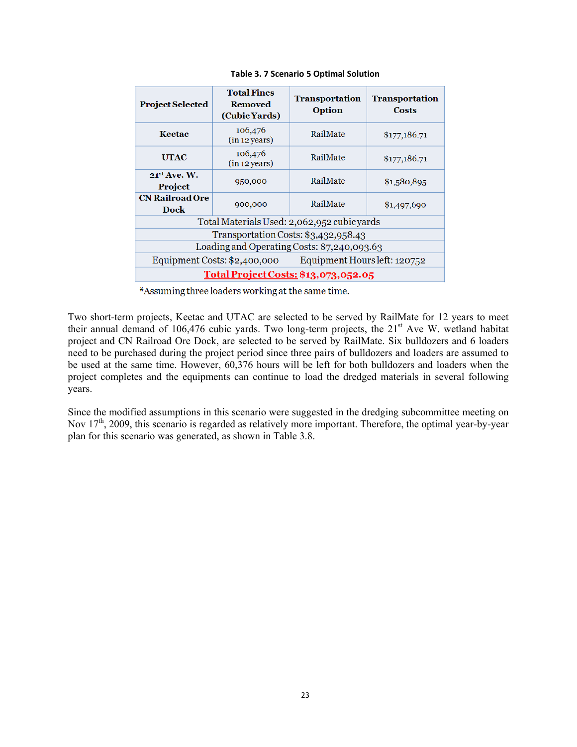Table 3. 7 Scenario 5 Optimal Solution

| Project Selected | Total Fines Removed (Cubic Yards) | Transportation Option | Transportation Costs |
|---|---|---|---|
| **Keetac** | 106,476 (in 12 years) | RailMate | $177,186.71 |
| **UTAC** | 106,476 (in 12 years) | RailMate | $177,186.71 |
| **21st Ave. W. Project** | 950,000 | RailMate | $1,580,895 |
| **CN Railroad Ore Dock** | 900,000 | RailMate | $1,497,690 |
| Total Materials Used: 2,062,952 cubic yards | | | |
| Transportation Costs: $3,432,958.43 | | | |
| Loading and Operating Costs: $7,240,093.63 | | | |
| Equipment Costs: $2,400,000 | | Equipment Hours left: 120752 | |
| **Total Project Costs: $13,073,052.05** | | | |

*Assuming three loaders working at the same time.

Two short-term projects, Keetac and UTAC are selected to be served by RailMate for 12 years to meet their annual demand of 106,476 cubic yards. Two long-term projects, the 21st Ave W. wetland habitat project and CN Railroad Ore Dock, are selected to be served by RailMate. Six bulldozers and 6 loaders need to be purchased during the project period since three pairs of bulldozers and loaders are assumed to be used at the same time. However, 60,376 hours will be left for both bulldozers and loaders when the project completes and the equipments can continue to load the dredged materials in several following years.

Since the modified assumptions in this scenario were suggested in the dredging subcommittee meeting on Nov 17th, 2009, this scenario is regarded as relatively more important. Therefore, the optimal year-by-year plan for this scenario was generated, as shown in Table 3.8.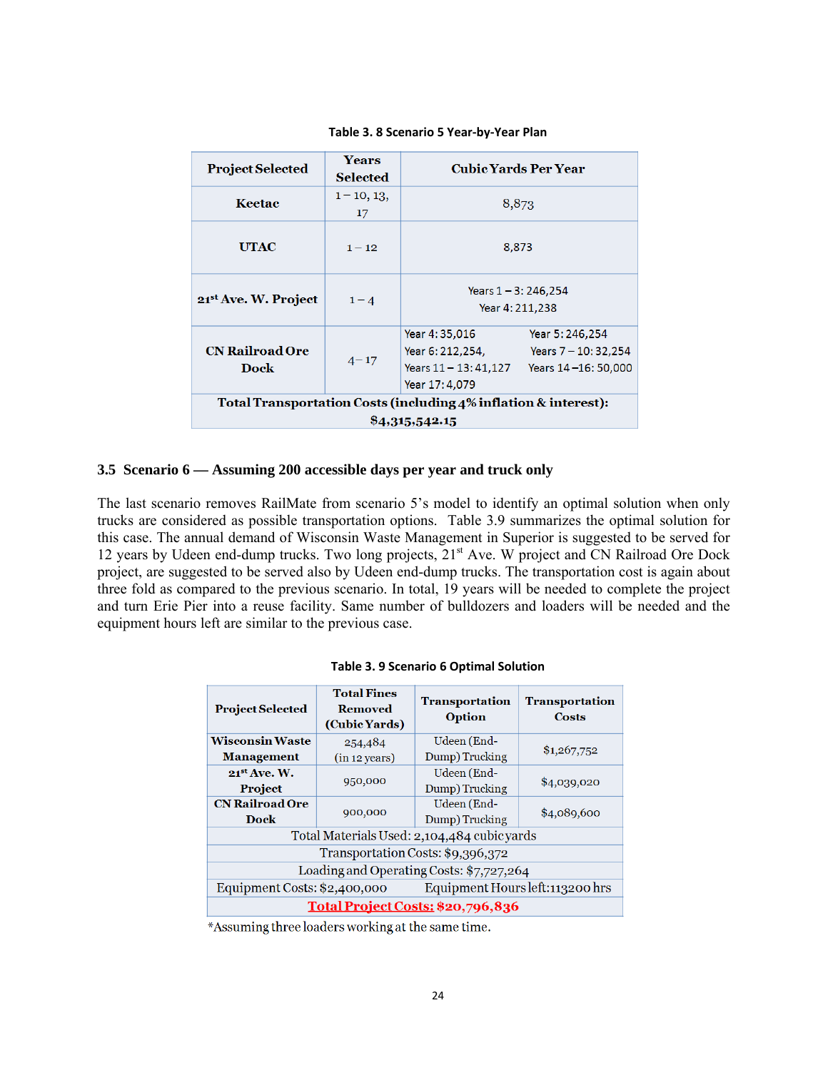Table 3. 8 Scenario 5 Year-by-Year Plan

| Project Selected | Years Selected | Cubic Yards Per Year |
|---|---|---|
| Keetac | 1 – 10, 13, 17 | 8,873 |
| UTAC | 1 – 12 | 8,873 |
| 21st Ave. W. Project | 1 – 4 | Years 1 – 3: 246,254<br>Year 4: 211,238 |
| CN Railroad Ore Dock | 4 – 17 | Year 4: 35,016 Year 5: 246,254<br>Year 6: 212,254, Years 7 – 10: 32,254<br>Years 11 – 13: 41,127 Years 14 –16: 50,000<br>Year 17: 4,079 |
| Total Transportation Costs (including 4% inflation & interest): $4,315,542.15 | | |

## 3.5 Scenario 6 — Assuming 200 accessible days per year and truck only

The last scenario removes RailMate from scenario 5's model to identify an optimal solution when only trucks are considered as possible transportation options. Table 3.9 summarizes the optimal solution for this case. The annual demand of Wisconsin Waste Management in Superior is suggested to be served for 12 years by Udeen end-dump trucks. Two long projects, 21st Ave. W project and CN Railroad Ore Dock project, are suggested to be served also by Udeen end-dump trucks. The transportation cost is again about three fold as compared to the previous scenario. In total, 19 years will be needed to complete the project and turn Erie Pier into a reuse facility. Same number of bulldozers and loaders will be needed and the equipment hours left are similar to the previous case.

Table 3. 9 Scenario 6 Optimal Solution

| Project Selected | Total Fines Removed (Cubic Yards) | Transportation Option | Transportation Costs |
|---|---|---|---|
| Wisconsin Waste Management | 254,484 (in 12 years) | Udeen (End-Dump) Trucking | $1,267,752 |
| 21st Ave. W. Project | 950,000 | Udeen (End-Dump) Trucking | $4,039,020 |
| CN Railroad Ore Dock | 900,000 | Udeen (End-Dump) Trucking | $4,089,600 |
| Total Materials Used: 2,104,484 cubic yards | | | |
| Transportation Costs: $9,396,372 | | | |
| Loading and Operating Costs: $7,727,264 | | | |
| Equipment Costs: $2,400,000 | | Equipment Hours left: 113200 hrs | |
| **Total Project Costs: $20,796,836** | | | |

*Assuming three loaders working at the same time.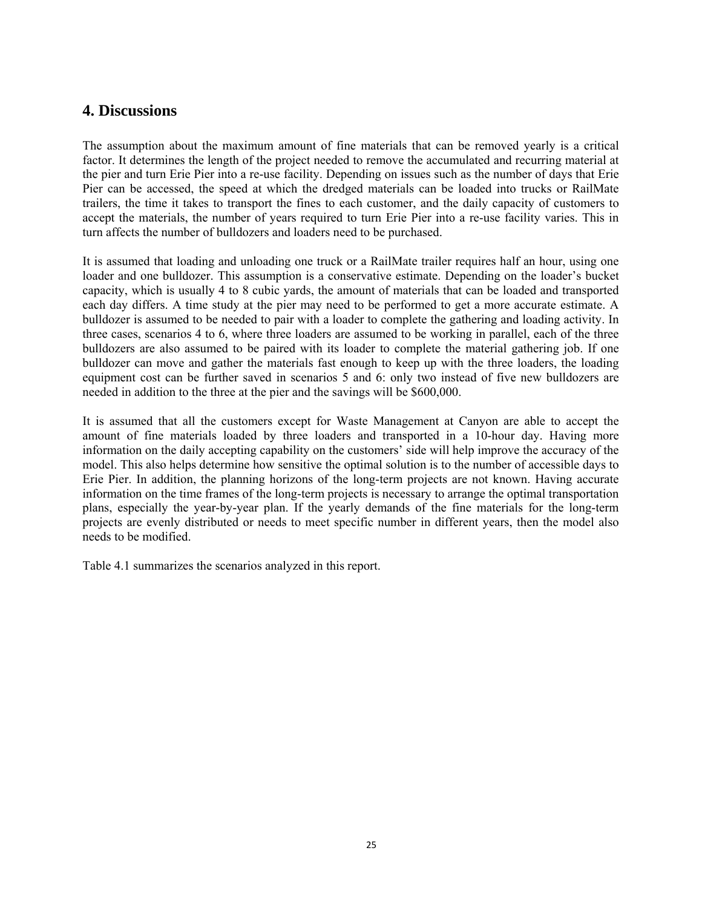## 4. Discussions

The assumption about the maximum amount of fine materials that can be removed yearly is a critical factor. It determines the length of the project needed to remove the accumulated and recurring material at the pier and turn Erie Pier into a re-use facility. Depending on issues such as the number of days that Erie Pier can be accessed, the speed at which the dredged materials can be loaded into trucks or RailMate trailers, the time it takes to transport the fines to each customer, and the daily capacity of customers to accept the materials, the number of years required to turn Erie Pier into a re-use facility varies. This in turn affects the number of bulldozers and loaders need to be purchased.

It is assumed that loading and unloading one truck or a RailMate trailer requires half an hour, using one loader and one bulldozer. This assumption is a conservative estimate. Depending on the loader's bucket capacity, which is usually 4 to 8 cubic yards, the amount of materials that can be loaded and transported each day differs. A time study at the pier may need to be performed to get a more accurate estimate. A bulldozer is assumed to be needed to pair with a loader to complete the gathering and loading activity. In three cases, scenarios 4 to 6, where three loaders are assumed to be working in parallel, each of the three bulldozers are also assumed to be paired with its loader to complete the material gathering job. If one bulldozer can move and gather the materials fast enough to keep up with the three loaders, the loading equipment cost can be further saved in scenarios 5 and 6: only two instead of five new bulldozers are needed in addition to the three at the pier and the savings will be $600,000.

It is assumed that all the customers except for Waste Management at Canyon are able to accept the amount of fine materials loaded by three loaders and transported in a 10-hour day. Having more information on the daily accepting capability on the customers' side will help improve the accuracy of the model. This also helps determine how sensitive the optimal solution is to the number of accessible days to Erie Pier. In addition, the planning horizons of the long-term projects are not known. Having accurate information on the time frames of the long-term projects is necessary to arrange the optimal transportation plans, especially the year-by-year plan. If the yearly demands of the fine materials for the long-term projects are evenly distributed or needs to meet specific number in different years, then the model also needs to be modified.

Table 4.1 summarizes the scenarios analyzed in this report.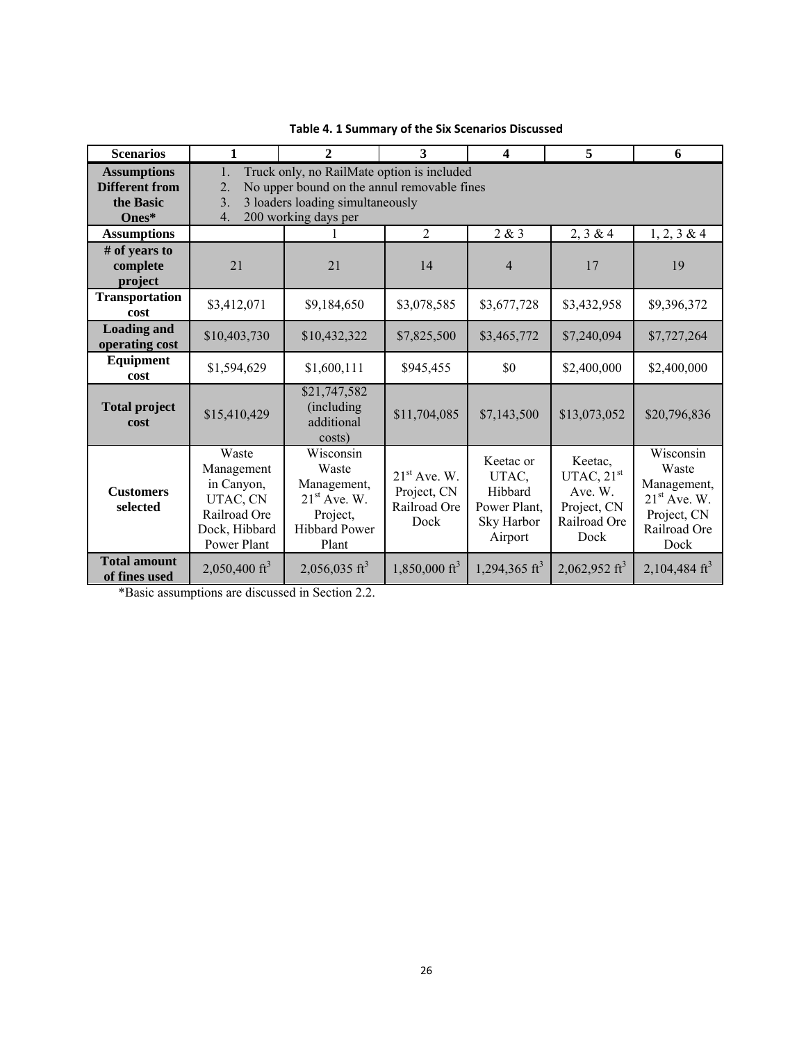**Table 4. 1 Summary of the Six Scenarios Discussed**

| Scenarios | 1 | 2 | 3 | 4 | 5 | 6 |
|---|---|---|---|---|---|---|
| Assumptions Different from the Basic Ones* | 1. Truck only, no RailMate option is included<br>2. No upper bound on the annul removable fines<br>3. 3 loaders loading simultaneously<br>4. 200 working days per | | | | | |
| Assumptions | | 1 | 2 | 2 & 3 | 2, 3 & 4 | 1, 2, 3 & 4 |
| # of years to complete project | 21 | 21 | 14 | 4 | 17 | 19 |
| Transportation cost | \$3,412,071 | \$9,184,650 | \$3,078,585 | \$3,677,728 | \$3,432,958 | \$9,396,372 |
| Loading and operating cost | \$10,403,730 | \$10,432,322 | \$7,825,500 | \$3,465,772 | \$7,240,094 | \$7,727,264 |
| Equipment cost | \$1,594,629 | \$1,600,111 | \$945,455 | \$0 | \$2,400,000 | \$2,400,000 |
| Total project cost | \$15,410,429 | \$21,747,582 (including additional costs) | \$11,704,085 | \$7,143,500 | \$13,073,052 | \$20,796,836 |
| Customers selected | Waste Management in Canyon, UTAC, CN Railroad Ore Dock, Hibbard Power Plant | Wisconsin Waste Management, 21st Ave. W. Project, Hibbard Power Plant | 21st Ave. W. Project, CN Railroad Ore Dock | Keetac or UTAC, Hibbard Power Plant, Sky Harbor Airport | Keetac, UTAC, 21st Ave. W. Project, CN Railroad Ore Dock | Wisconsin Waste Management, 21st Ave. W. Project, CN Railroad Ore Dock |
| Total amount of fines used | 2,050,400 $ft^3$ | 2,056,035 $ft^3$ | 1,850,000 $ft^3$ | 1,294,365 $ft^3$ | 2,062,952 $ft^3$ | 2,104,484 $ft^3$ |

*Basic assumptions are discussed in Section 2.2.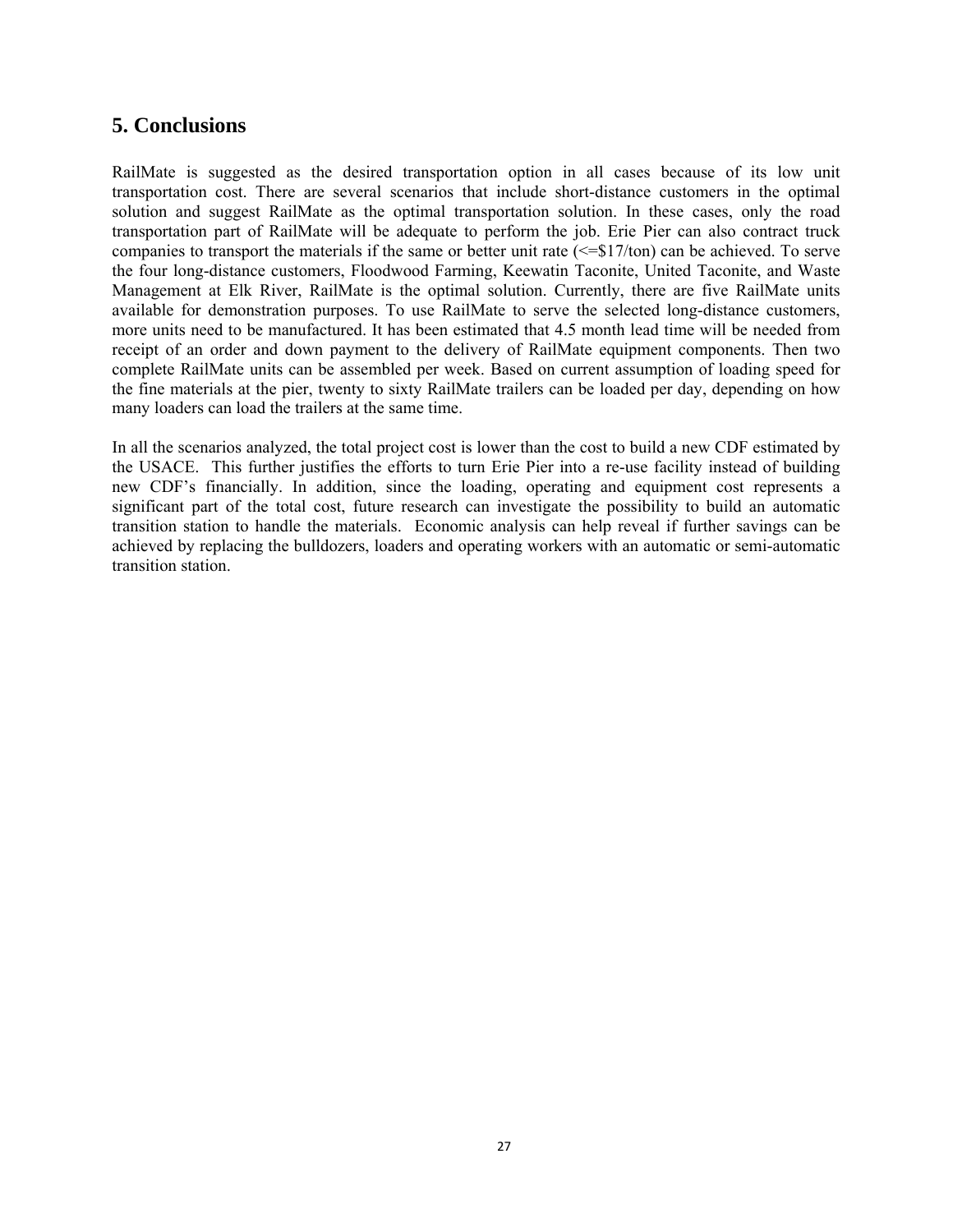## 5. Conclusions

RailMate is suggested as the desired transportation option in all cases because of its low unit transportation cost. There are several scenarios that include short-distance customers in the optimal solution and suggest RailMate as the optimal transportation solution. In these cases, only the road transportation part of RailMate will be adequate to perform the job. Erie Pier can also contract truck companies to transport the materials if the same or better unit rate (<=$17/ton) can be achieved. To serve the four long-distance customers, Floodwood Farming, Keewatin Taconite, United Taconite, and Waste Management at Elk River, RailMate is the optimal solution. Currently, there are five RailMate units available for demonstration purposes. To use RailMate to serve the selected long-distance customers, more units need to be manufactured. It has been estimated that 4.5 month lead time will be needed from receipt of an order and down payment to the delivery of RailMate equipment components. Then two complete RailMate units can be assembled per week. Based on current assumption of loading speed for the fine materials at the pier, twenty to sixty RailMate trailers can be loaded per day, depending on how many loaders can load the trailers at the same time.

In all the scenarios analyzed, the total project cost is lower than the cost to build a new CDF estimated by the USACE. This further justifies the efforts to turn Erie Pier into a re-use facility instead of building new CDF's financially. In addition, since the loading, operating and equipment cost represents a significant part of the total cost, future research can investigate the possibility to build an automatic transition station to handle the materials. Economic analysis can help reveal if further savings can be achieved by replacing the bulldozers, loaders and operating workers with an automatic or semi-automatic transition station.